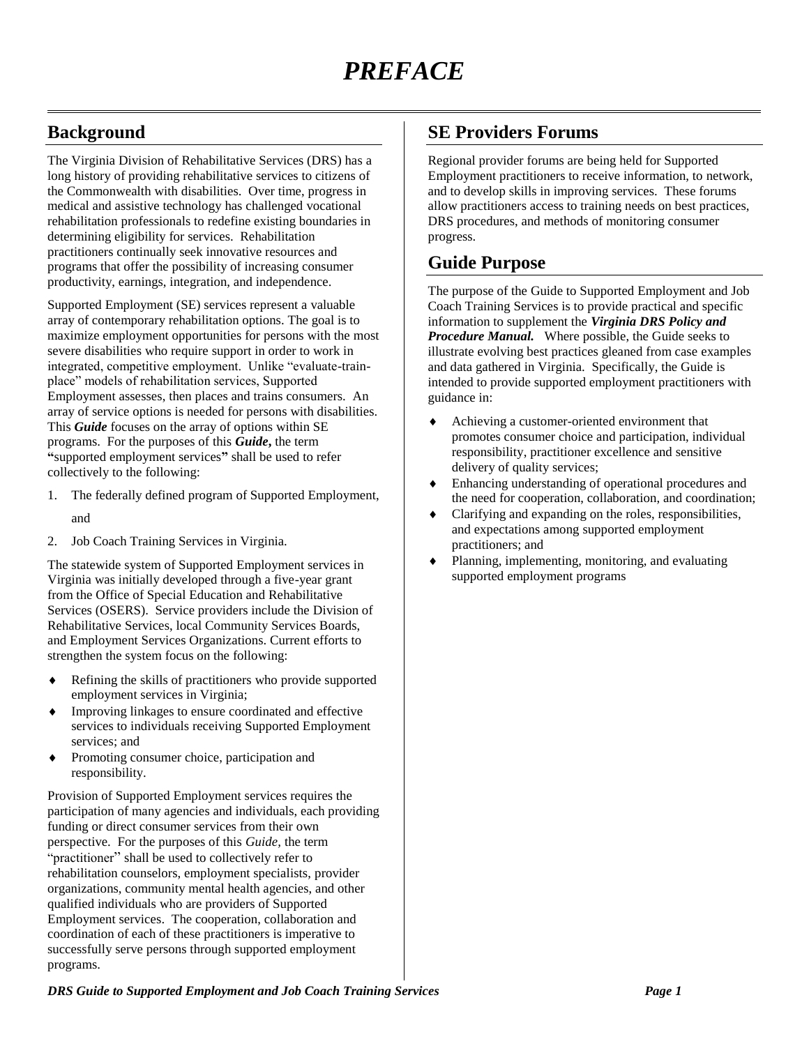# *PREFACE*

## Background

The Virginia Division of Rehabilitative Services (DRS) has a long history of providing rehabilitative services to citizens of the Commonwealth with disabilities. Over time, progress in medical and assistive technology has challenged vocational rehabilitation professionals to redefine existing boundaries in determining eligibility for services. Rehabilitation practitioners continually seek innovative resources and programs that offer the possibility of increasing consumer productivity, earnings, integration, and independence.

Supported Employment (SE) services represent a valuable array of contemporary rehabilitation options. The goal is to maximize employment opportunities for persons with the most severe disabilities who require support in order to work in integrated, competitive employment. Unlike "evaluate-train-place" models of rehabilitation services, Supported Employment assesses, then places and trains consumers. An array of service options is needed for persons with disabilities. This ***Guide*** focuses on the array of options within SE programs. For the purposes of this ***Guide*****,** the term **"**supported employment services**"** shall be used to refer collectively to the following:

1. The federally defined program of Supported Employment, and
2. Job Coach Training Services in Virginia.

The statewide system of Supported Employment services in Virginia was initially developed through a five-year grant from the Office of Special Education and Rehabilitative Services (OSERS). Service providers include the Division of Rehabilitative Services, local Community Services Boards, and Employment Services Organizations. Current efforts to strengthen the system focus on the following:

- Refining the skills of practitioners who provide supported employment services in Virginia;
- Improving linkages to ensure coordinated and effective services to individuals receiving Supported Employment services; and
- Promoting consumer choice, participation and responsibility.

Provision of Supported Employment services requires the participation of many agencies and individuals, each providing funding or direct consumer services from their own perspective. For the purposes of this *Guide*, the term "practitioner" shall be used to collectively refer to rehabilitation counselors, employment specialists, provider organizations, community mental health agencies, and other qualified individuals who are providers of Supported Employment services. The cooperation, collaboration and coordination of each of these practitioners is imperative to successfully serve persons through supported employment programs.

## SE Providers Forums

Regional provider forums are being held for Supported Employment practitioners to receive information, to network, and to develop skills in improving services. These forums allow practitioners access to training needs on best practices, DRS procedures, and methods of monitoring consumer progress.

## Guide Purpose

The purpose of the Guide to Supported Employment and Job Coach Training Services is to provide practical and specific information to supplement the ***Virginia DRS Policy and Procedure Manual.*** Where possible, the Guide seeks to illustrate evolving best practices gleaned from case examples and data gathered in Virginia. Specifically, the Guide is intended to provide supported employment practitioners with guidance in:

- Achieving a customer-oriented environment that promotes consumer choice and participation, individual responsibility, practitioner excellence and sensitive delivery of quality services;
- Enhancing understanding of operational procedures and the need for cooperation, collaboration, and coordination;
- Clarifying and expanding on the roles, responsibilities, and expectations among supported employment practitioners; and
- Planning, implementing, monitoring, and evaluating supported employment programs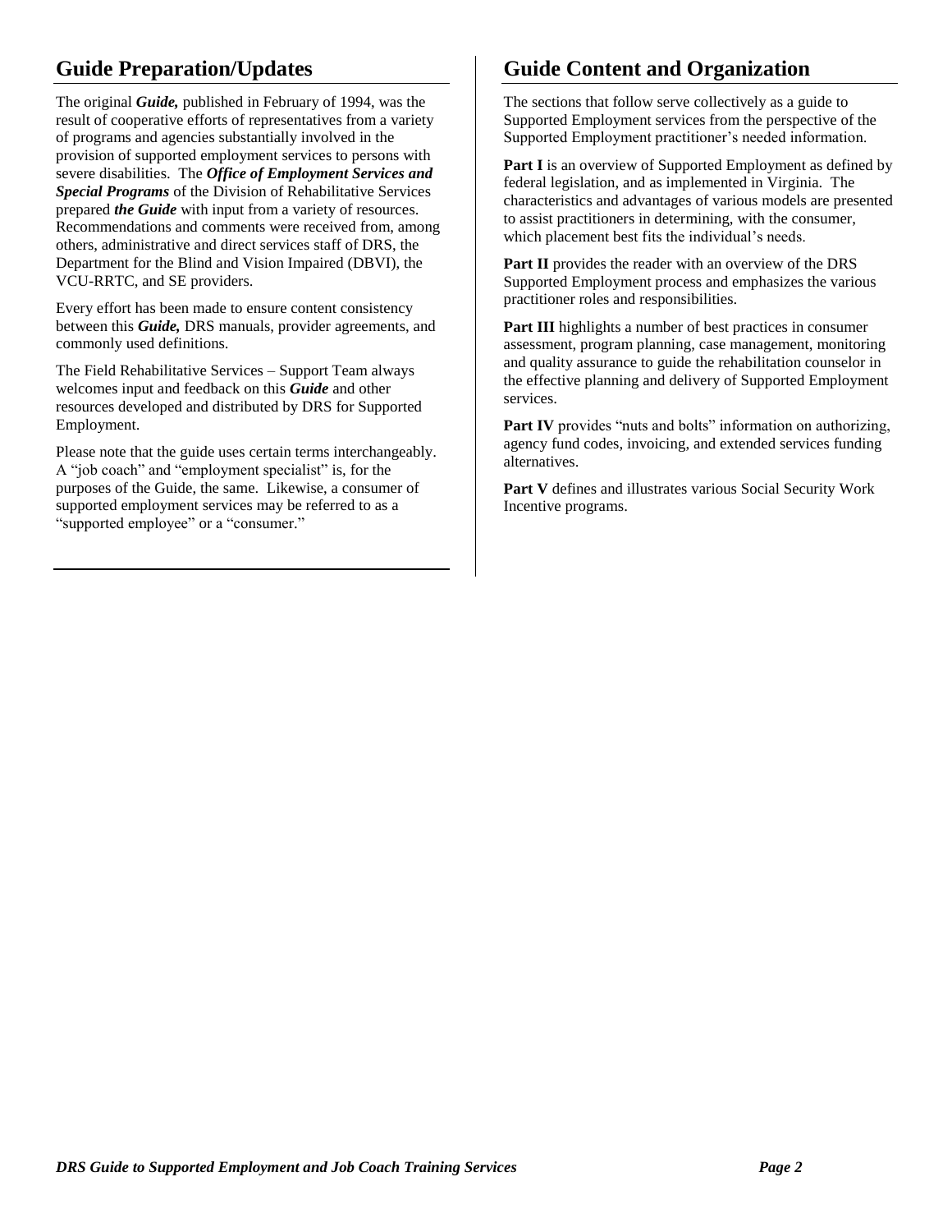## Guide Preparation/Updates

The original ***Guide,*** published in February of 1994, was the result of cooperative efforts of representatives from a variety of programs and agencies substantially involved in the provision of supported employment services to persons with severe disabilities. The ***Office of Employment Services and Special Programs*** of the Division of Rehabilitative Services prepared ***the Guide*** with input from a variety of resources. Recommendations and comments were received from, among others, administrative and direct services staff of DRS, the Department for the Blind and Vision Impaired (DBVI), the VCU-RRTC, and SE providers.

Every effort has been made to ensure content consistency between this ***Guide,*** DRS manuals, provider agreements, and commonly used definitions.

The Field Rehabilitative Services – Support Team always welcomes input and feedback on this ***Guide*** and other resources developed and distributed by DRS for Supported Employment.

Please note that the guide uses certain terms interchangeably. A "job coach" and "employment specialist" is, for the purposes of the Guide, the same. Likewise, a consumer of supported employment services may be referred to as a "supported employee" or a "consumer."

## Guide Content and Organization

The sections that follow serve collectively as a guide to Supported Employment services from the perspective of the Supported Employment practitioner's needed information.

**Part I** is an overview of Supported Employment as defined by federal legislation, and as implemented in Virginia. The characteristics and advantages of various models are presented to assist practitioners in determining, with the consumer, which placement best fits the individual's needs.

**Part II** provides the reader with an overview of the DRS Supported Employment process and emphasizes the various practitioner roles and responsibilities.

**Part III** highlights a number of best practices in consumer assessment, program planning, case management, monitoring and quality assurance to guide the rehabilitation counselor in the effective planning and delivery of Supported Employment services.

**Part IV** provides "nuts and bolts" information on authorizing, agency fund codes, invoicing, and extended services funding alternatives.

**Part V** defines and illustrates various Social Security Work Incentive programs.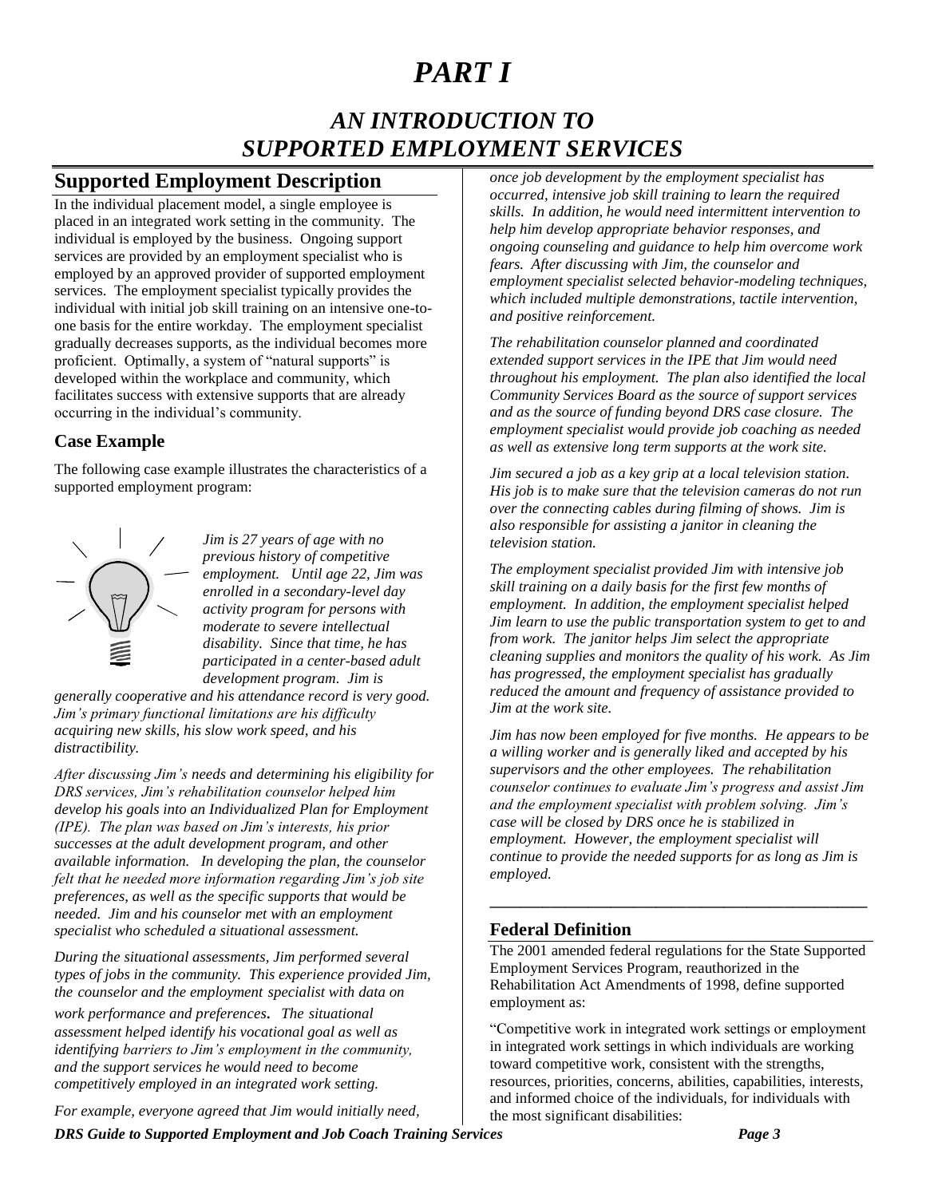# PART I

## AN INTRODUCTION TO SUPPORTED EMPLOYMENT SERVICES

## Supported Employment Description

In the individual placement model, a single employee is placed in an integrated work setting in the community. The individual is employed by the business. Ongoing support services are provided by an employment specialist who is employed by an approved provider of supported employment services. The employment specialist typically provides the individual with initial job skill training on an intensive one-to-one basis for the entire workday. The employment specialist gradually decreases supports, as the individual becomes more proficient. Optimally, a system of "natural supports" is developed within the workplace and community, which facilitates success with extensive supports that are already occurring in the individual's community.

### Case Example

The following case example illustrates the characteristics of a supported employment program:

*Jim is 27 years of age with no previous history of competitive employment. Until age 22, Jim was enrolled in a secondary-level day activity program for persons with moderate to severe intellectual disability. Since that time, he has participated in a center-based adult development program. Jim is generally cooperative and his attendance record is very good. Jim's primary functional limitations are his difficulty acquiring new skills, his slow work speed, and his distractibility.*

*After discussing Jim's needs and determining his eligibility for DRS services, Jim's rehabilitation counselor helped him develop his goals into an Individualized Plan for Employment (IPE). The plan was based on Jim's interests, his prior successes at the adult development program, and other available information. In developing the plan, the counselor felt that he needed more information regarding Jim's job site preferences, as well as the specific supports that would be needed. Jim and his counselor met with an employment specialist who scheduled a situational assessment.*

*During the situational assessments, Jim performed several types of jobs in the community. This experience provided Jim, the counselor and the employment specialist with data on work performance and preferences. The situational assessment helped identify his vocational goal as well as identifying barriers to Jim's employment in the community, and the support services he would need to become competitively employed in an integrated work setting.*

*For example, everyone agreed that Jim would initially need, once job development by the employment specialist has occurred, intensive job skill training to learn the required skills. In addition, he would need intermittent intervention to help him develop appropriate behavior responses, and ongoing counseling and guidance to help him overcome work fears. After discussing with Jim, the counselor and employment specialist selected behavior-modeling techniques, which included multiple demonstrations, tactile intervention, and positive reinforcement.*

*The rehabilitation counselor planned and coordinated extended support services in the IPE that Jim would need throughout his employment. The plan also identified the local Community Services Board as the source of support services and as the source of funding beyond DRS case closure. The employment specialist would provide job coaching as needed as well as extensive long term supports at the work site.*

*Jim secured a job as a key grip at a local television station. His job is to make sure that the television cameras do not run over the connecting cables during filming of shows. Jim is also responsible for assisting a janitor in cleaning the television station.*

*The employment specialist provided Jim with intensive job skill training on a daily basis for the first few months of employment. In addition, the employment specialist helped Jim learn to use the public transportation system to get to and from work. The janitor helps Jim select the appropriate cleaning supplies and monitors the quality of his work. As Jim has progressed, the employment specialist has gradually reduced the amount and frequency of assistance provided to Jim at the work site.*

*Jim has now been employed for five months. He appears to be a willing worker and is generally liked and accepted by his supervisors and the other employees. The rehabilitation counselor continues to evaluate Jim's progress and assist Jim and the employment specialist with problem solving. Jim's case will be closed by DRS once he is stabilized in employment. However, the employment specialist will continue to provide the needed supports for as long as Jim is employed.*

---

### Federal Definition

The 2001 amended federal regulations for the State Supported Employment Services Program, reauthorized in the Rehabilitation Act Amendments of 1998, define supported employment as:

"Competitive work in integrated work settings or employment in integrated work settings in which individuals are working toward competitive work, consistent with the strengths, resources, priorities, concerns, abilities, capabilities, interests, and informed choice of the individuals, for individuals with the most significant disabilities: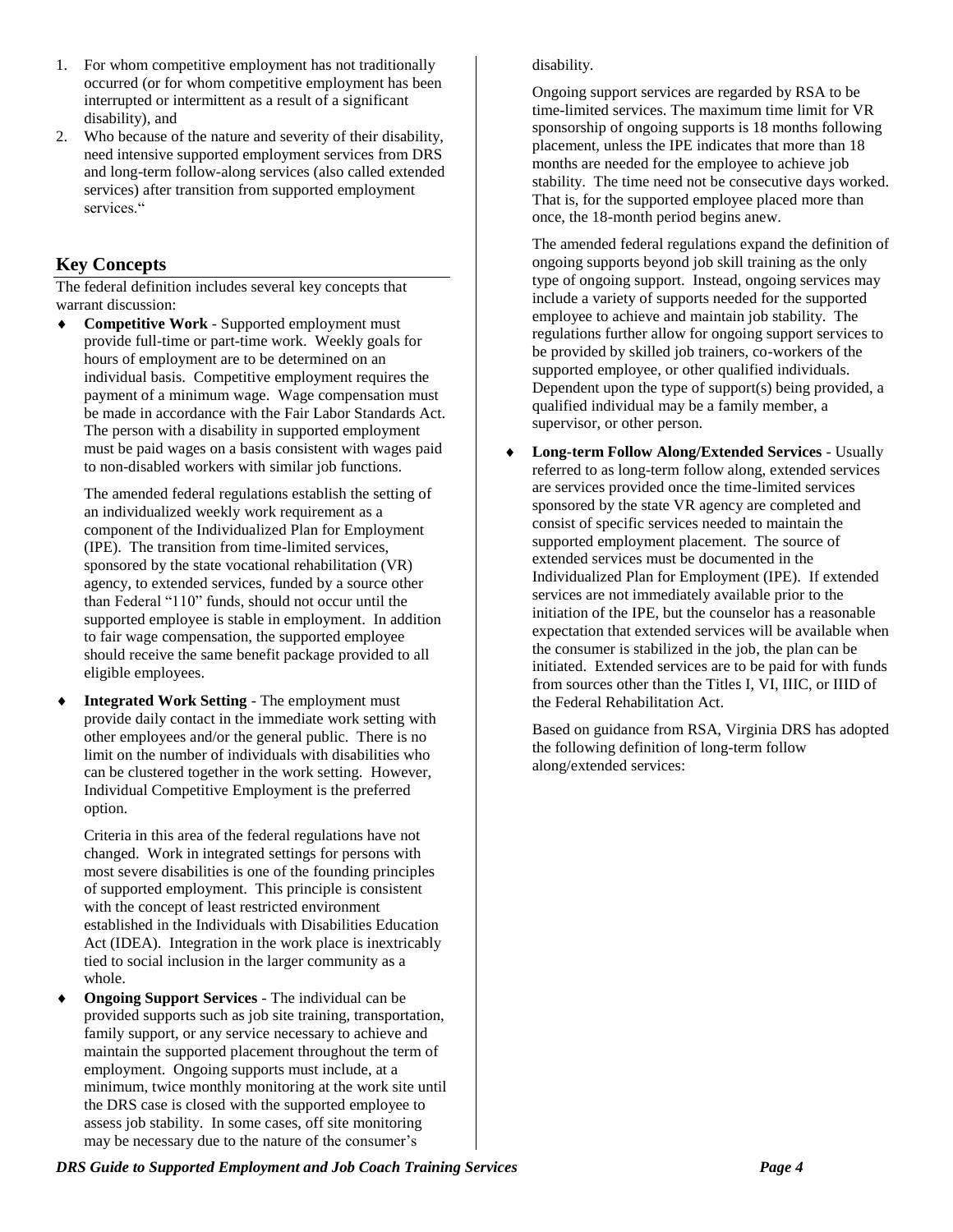1. For whom competitive employment has not traditionally occurred (or for whom competitive employment has been interrupted or intermittent as a result of a significant disability), and
2. Who because of the nature and severity of their disability, need intensive supported employment services from DRS and long-term follow-along services (also called extended services) after transition from supported employment services."

## Key Concepts

The federal definition includes several key concepts that warrant discussion:

- **Competitive Work** - Supported employment must provide full-time or part-time work. Weekly goals for hours of employment are to be determined on an individual basis. Competitive employment requires the payment of a minimum wage. Wage compensation must be made in accordance with the Fair Labor Standards Act. The person with a disability in supported employment must be paid wages on a basis consistent with wages paid to non-disabled workers with similar job functions.

  The amended federal regulations establish the setting of an individualized weekly work requirement as a component of the Individualized Plan for Employment (IPE). The transition from time-limited services, sponsored by the state vocational rehabilitation (VR) agency, to extended services, funded by a source other than Federal "110" funds, should not occur until the supported employee is stable in employment. In addition to fair wage compensation, the supported employee should receive the same benefit package provided to all eligible employees.

- **Integrated Work Setting** - The employment must provide daily contact in the immediate work setting with other employees and/or the general public. There is no limit on the number of individuals with disabilities who can be clustered together in the work setting. However, Individual Competitive Employment is the preferred option.

  Criteria in this area of the federal regulations have not changed. Work in integrated settings for persons with most severe disabilities is one of the founding principles of supported employment. This principle is consistent with the concept of least restricted environment established in the Individuals with Disabilities Education Act (IDEA). Integration in the work place is inextricably tied to social inclusion in the larger community as a whole.

- **Ongoing Support Services** - The individual can be provided supports such as job site training, transportation, family support, or any service necessary to achieve and maintain the supported placement throughout the term of employment. Ongoing supports must include, at a minimum, twice monthly monitoring at the work site until the DRS case is closed with the supported employee to assess job stability. In some cases, off site monitoring may be necessary due to the nature of the consumer's disability.

  Ongoing support services are regarded by RSA to be time-limited services. The maximum time limit for VR sponsorship of ongoing supports is 18 months following placement, unless the IPE indicates that more than 18 months are needed for the employee to achieve job stability. The time need not be consecutive days worked. That is, for the supported employee placed more than once, the 18-month period begins anew.

  The amended federal regulations expand the definition of ongoing supports beyond job skill training as the only type of ongoing support. Instead, ongoing services may include a variety of supports needed for the supported employee to achieve and maintain job stability. The regulations further allow for ongoing support services to be provided by skilled job trainers, co-workers of the supported employee, or other qualified individuals. Dependent upon the type of support(s) being provided, a qualified individual may be a family member, a supervisor, or other person.

- **Long-term Follow Along/Extended Services** - Usually referred to as long-term follow along, extended services are services provided once the time-limited services sponsored by the state VR agency are completed and consist of specific services needed to maintain the supported employment placement. The source of extended services must be documented in the Individualized Plan for Employment (IPE). If extended services are not immediately available prior to the initiation of the IPE, but the counselor has a reasonable expectation that extended services will be available when the consumer is stabilized in the job, the plan can be initiated. Extended services are to be paid for with funds from sources other than the Titles I, VI, IIIC, or IIID of the Federal Rehabilitation Act.

  Based on guidance from RSA, Virginia DRS has adopted the following definition of long-term follow along/extended services: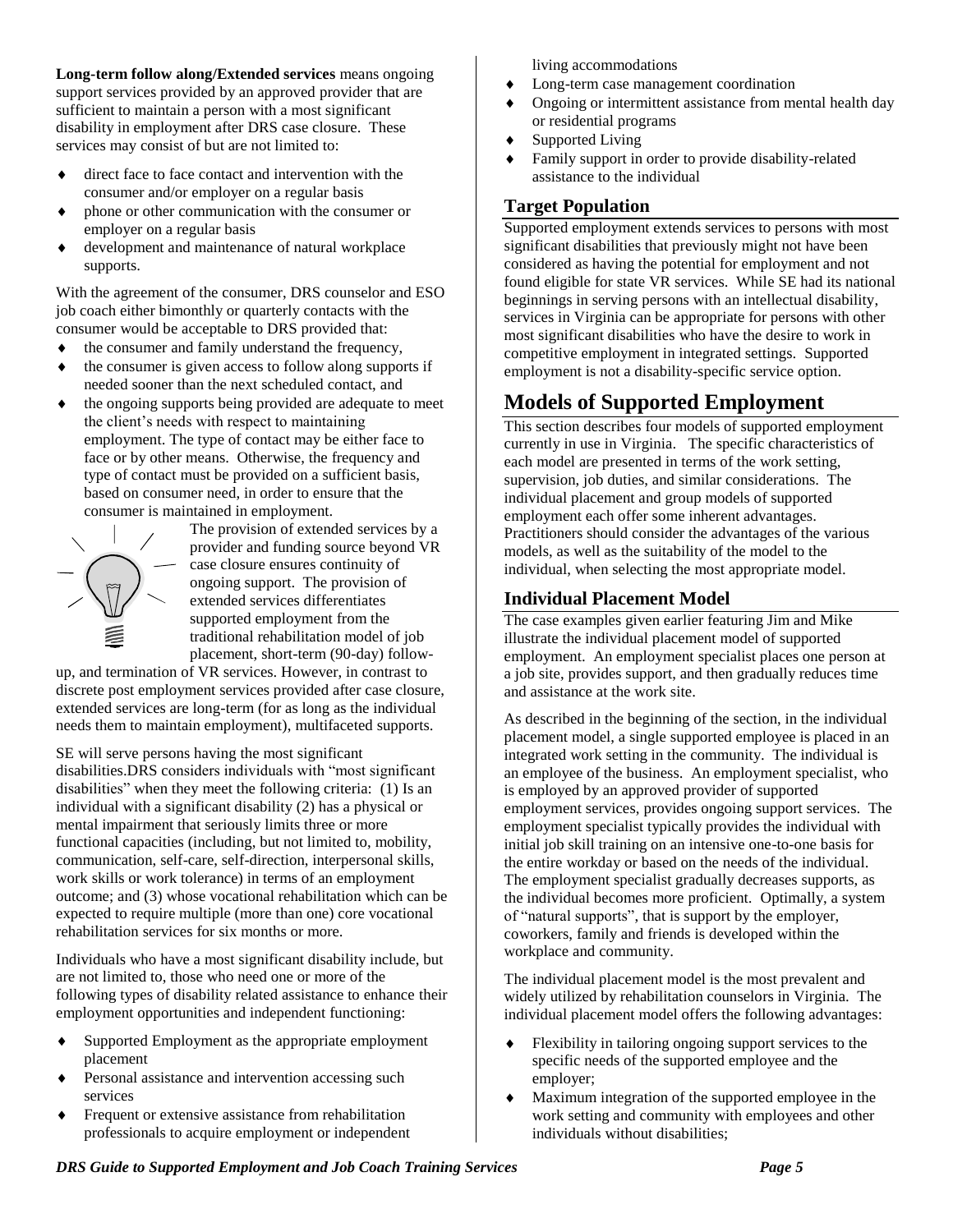**Long-term follow along/Extended services** means ongoing support services provided by an approved provider that are sufficient to maintain a person with a most significant disability in employment after DRS case closure. These services may consist of but are not limited to:

- direct face to face contact and intervention with the consumer and/or employer on a regular basis
- phone or other communication with the consumer or employer on a regular basis
- development and maintenance of natural workplace supports.

With the agreement of the consumer, DRS counselor and ESO job coach either bimonthly or quarterly contacts with the consumer would be acceptable to DRS provided that:

- the consumer and family understand the frequency,
- the consumer is given access to follow along supports if needed sooner than the next scheduled contact, and
- the ongoing supports being provided are adequate to meet the client's needs with respect to maintaining employment. The type of contact may be either face to face or by other means. Otherwise, the frequency and type of contact must be provided on a sufficient basis, based on consumer need, in order to ensure that the consumer is maintained in employment.

The provision of extended services by a provider and funding source beyond VR case closure ensures continuity of ongoing support. The provision of extended services differentiates supported employment from the traditional rehabilitation model of job placement, short-term (90-day) follow-up, and termination of VR services. However, in contrast to discrete post employment services provided after case closure, extended services are long-term (for as long as the individual needs them to maintain employment), multifaceted supports.

SE will serve persons having the most significant disabilities.DRS considers individuals with "most significant disabilities" when they meet the following criteria: (1) Is an individual with a significant disability (2) has a physical or mental impairment that seriously limits three or more functional capacities (including, but not limited to, mobility, communication, self-care, self-direction, interpersonal skills, work skills or work tolerance) in terms of an employment outcome; and (3) whose vocational rehabilitation which can be expected to require multiple (more than one) core vocational rehabilitation services for six months or more.

Individuals who have a most significant disability include, but are not limited to, those who need one or more of the following types of disability related assistance to enhance their employment opportunities and independent functioning:

- Supported Employment as the appropriate employment placement
- Personal assistance and intervention accessing such services
- Frequent or extensive assistance from rehabilitation professionals to acquire employment or independent living accommodations
- Long-term case management coordination
- Ongoing or intermittent assistance from mental health day or residential programs
- Supported Living
- Family support in order to provide disability-related assistance to the individual

### Target Population

Supported employment extends services to persons with most significant disabilities that previously might not have been considered as having the potential for employment and not found eligible for state VR services. While SE had its national beginnings in serving persons with an intellectual disability, services in Virginia can be appropriate for persons with other most significant disabilities who have the desire to work in competitive employment in integrated settings. Supported employment is not a disability-specific service option.

## Models of Supported Employment

This section describes four models of supported employment currently in use in Virginia. The specific characteristics of each model are presented in terms of the work setting, supervision, job duties, and similar considerations. The individual placement and group models of supported employment each offer some inherent advantages. Practitioners should consider the advantages of the various models, as well as the suitability of the model to the individual, when selecting the most appropriate model.

### Individual Placement Model

The case examples given earlier featuring Jim and Mike illustrate the individual placement model of supported employment. An employment specialist places one person at a job site, provides support, and then gradually reduces time and assistance at the work site.

As described in the beginning of the section, in the individual placement model, a single supported employee is placed in an integrated work setting in the community. The individual is an employee of the business. An employment specialist, who is employed by an approved provider of supported employment services, provides ongoing support services. The employment specialist typically provides the individual with initial job skill training on an intensive one-to-one basis for the entire workday or based on the needs of the individual. The employment specialist gradually decreases supports, as the individual becomes more proficient. Optimally, a system of "natural supports", that is support by the employer, coworkers, family and friends is developed within the workplace and community.

The individual placement model is the most prevalent and widely utilized by rehabilitation counselors in Virginia. The individual placement model offers the following advantages:

- Flexibility in tailoring ongoing support services to the specific needs of the supported employee and the employer;
- Maximum integration of the supported employee in the work setting and community with employees and other individuals without disabilities;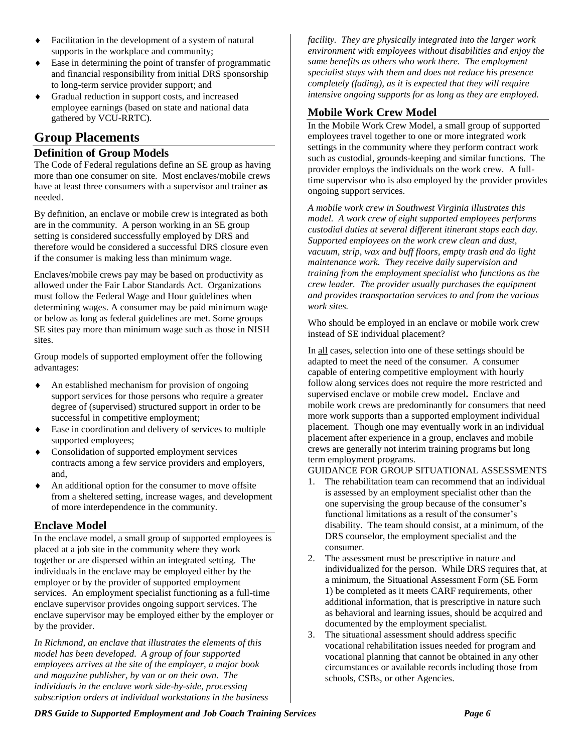- Facilitation in the development of a system of natural supports in the workplace and community;
- Ease in determining the point of transfer of programmatic and financial responsibility from initial DRS sponsorship to long-term service provider support; and
- Gradual reduction in support costs, and increased employee earnings (based on state and national data gathered by VCU-RRTC).

# Group Placements

## Definition of Group Models

The Code of Federal regulations define an SE group as having more than one consumer on site. Most enclaves/mobile crews have at least three consumers with a supervisor and trainer **as** needed.

By definition, an enclave or mobile crew is integrated as both are in the community. A person working in an SE group setting is considered successfully employed by DRS and therefore would be considered a successful DRS closure even if the consumer is making less than minimum wage.

Enclaves/mobile crews pay may be based on productivity as allowed under the Fair Labor Standards Act. Organizations must follow the Federal Wage and Hour guidelines when determining wages. A consumer may be paid minimum wage or below as long as federal guidelines are met. Some groups SE sites pay more than minimum wage such as those in NISH sites.

Group models of supported employment offer the following advantages:

- An established mechanism for provision of ongoing support services for those persons who require a greater degree of (supervised) structured support in order to be successful in competitive employment;
- Ease in coordination and delivery of services to multiple supported employees;
- Consolidation of supported employment services contracts among a few service providers and employers, and,
- An additional option for the consumer to move offsite from a sheltered setting, increase wages, and development of more interdependence in the community.

## Enclave Model

In the enclave model, a small group of supported employees is placed at a job site in the community where they work together or are dispersed within an integrated setting. The individuals in the enclave may be employed either by the employer or by the provider of supported employment services. An employment specialist functioning as a full-time enclave supervisor provides ongoing support services. The enclave supervisor may be employed either by the employer or by the provider.

*In Richmond, an enclave that illustrates the elements of this model has been developed. A group of four supported employees arrives at the site of the employer, a major book and magazine publisher, by van or on their own. The individuals in the enclave work side-by-side, processing subscription orders at individual workstations in the business facility. They are physically integrated into the larger work environment with employees without disabilities and enjoy the same benefits as others who work there. The employment specialist stays with them and does not reduce his presence completely (fading), as it is expected that they will require intensive ongoing supports for as long as they are employed.*

## Mobile Work Crew Model

In the Mobile Work Crew Model, a small group of supported employees travel together to one or more integrated work settings in the community where they perform contract work such as custodial, grounds-keeping and similar functions. The provider employs the individuals on the work crew. A full-time supervisor who is also employed by the provider provides ongoing support services.

*A mobile work crew in Southwest Virginia illustrates this model. A work crew of eight supported employees performs custodial duties at several different itinerant stops each day. Supported employees on the work crew clean and dust, vacuum, strip, wax and buff floors, empty trash and do light maintenance work. They receive daily supervision and training from the employment specialist who functions as the crew leader. The provider usually purchases the equipment and provides transportation services to and from the various work sites.*

Who should be employed in an enclave or mobile work crew instead of SE individual placement?

In all cases, selection into one of these settings should be adapted to meet the need of the consumer. A consumer capable of entering competitive employment with hourly follow along services does not require the more restricted and supervised enclave or mobile crew model**.** Enclave and mobile work crews are predominantly for consumers that need more work supports than a supported employment individual placement. Though one may eventually work in an individual placement after experience in a group, enclaves and mobile crews are generally not interim training programs but long term employment programs.

GUIDANCE FOR GROUP SITUATIONAL ASSESSMENTS

1. The rehabilitation team can recommend that an individual is assessed by an employment specialist other than the one supervising the group because of the consumer's functional limitations as a result of the consumer's disability. The team should consist, at a minimum, of the DRS counselor, the employment specialist and the consumer.
2. The assessment must be prescriptive in nature and individualized for the person. While DRS requires that, at a minimum, the Situational Assessment Form (SE Form 1) be completed as it meets CARF requirements, other additional information, that is prescriptive in nature such as behavioral and learning issues, should be acquired and documented by the employment specialist.
3. The situational assessment should address specific vocational rehabilitation issues needed for program and vocational planning that cannot be obtained in any other circumstances or available records including those from schools, CSBs, or other Agencies.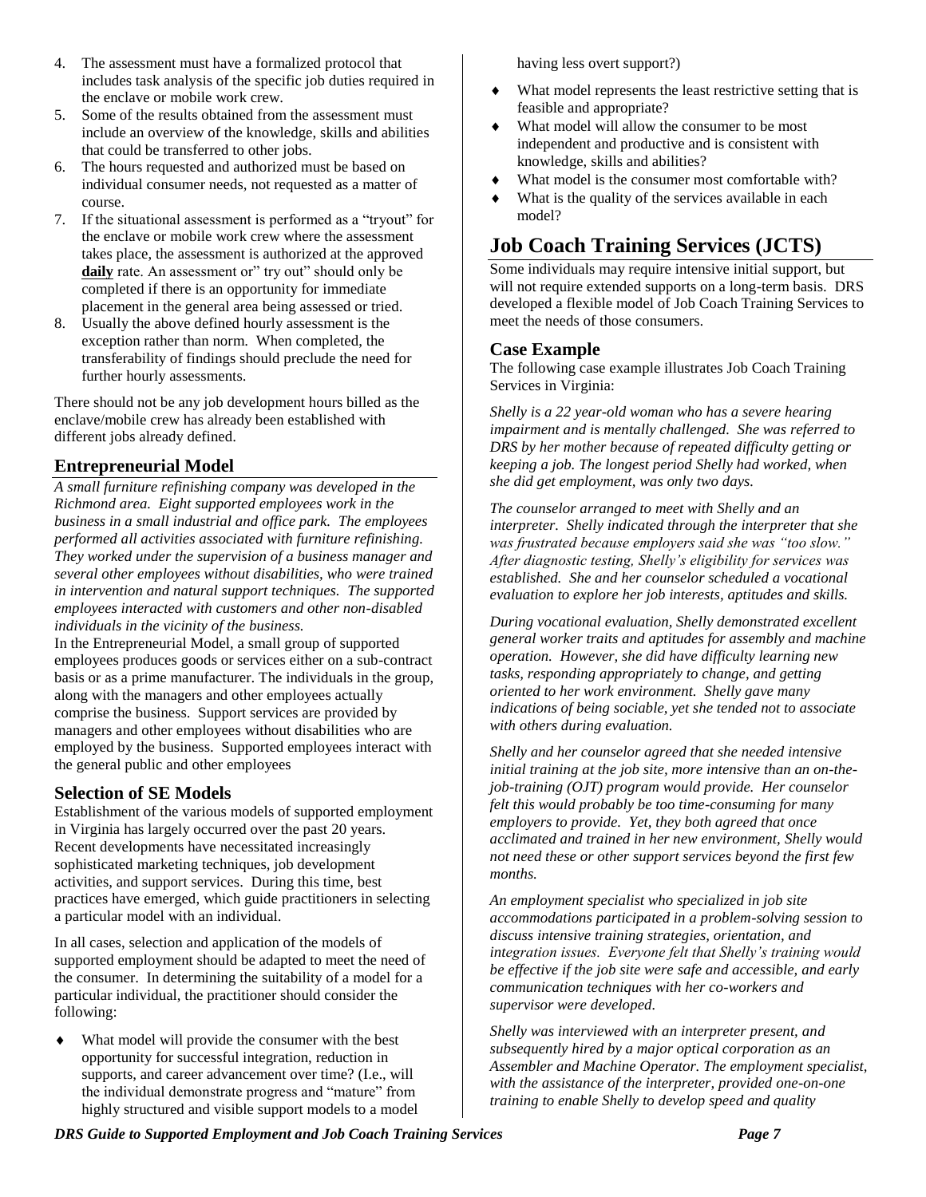4. The assessment must have a formalized protocol that includes task analysis of the specific job duties required in the enclave or mobile work crew.
5. Some of the results obtained from the assessment must include an overview of the knowledge, skills and abilities that could be transferred to other jobs.
6. The hours requested and authorized must be based on individual consumer needs, not requested as a matter of course.
7. If the situational assessment is performed as a "tryout" for the enclave or mobile work crew where the assessment takes place, the assessment is authorized at the approved **daily** rate. An assessment or" try out" should only be completed if there is an opportunity for immediate placement in the general area being assessed or tried.
8. Usually the above defined hourly assessment is the exception rather than norm. When completed, the transferability of findings should preclude the need for further hourly assessments.

There should not be any job development hours billed as the enclave/mobile crew has already been established with different jobs already defined.

### Entrepreneurial Model

*A small furniture refinishing company was developed in the Richmond area. Eight supported employees work in the business in a small industrial and office park. The employees performed all activities associated with furniture refinishing. They worked under the supervision of a business manager and several other employees without disabilities, who were trained in intervention and natural support techniques. The supported employees interacted with customers and other non-disabled individuals in the vicinity of the business.*

In the Entrepreneurial Model, a small group of supported employees produces goods or services either on a sub-contract basis or as a prime manufacturer. The individuals in the group, along with the managers and other employees actually comprise the business. Support services are provided by managers and other employees without disabilities who are employed by the business. Supported employees interact with the general public and other employees

### Selection of SE Models

Establishment of the various models of supported employment in Virginia has largely occurred over the past 20 years. Recent developments have necessitated increasingly sophisticated marketing techniques, job development activities, and support services. During this time, best practices have emerged, which guide practitioners in selecting a particular model with an individual.

In all cases, selection and application of the models of supported employment should be adapted to meet the need of the consumer. In determining the suitability of a model for a particular individual, the practitioner should consider the following:

- What model will provide the consumer with the best opportunity for successful integration, reduction in supports, and career advancement over time? (I.e., will the individual demonstrate progress and "mature" from highly structured and visible support models to a model having less overt support?)
- What model represents the least restrictive setting that is feasible and appropriate?
- What model will allow the consumer to be most independent and productive and is consistent with knowledge, skills and abilities?
- What model is the consumer most comfortable with?
- What is the quality of the services available in each model?

## Job Coach Training Services (JCTS)

Some individuals may require intensive initial support, but will not require extended supports on a long-term basis. DRS developed a flexible model of Job Coach Training Services to meet the needs of those consumers.

### Case Example

The following case example illustrates Job Coach Training Services in Virginia:

*Shelly is a 22 year-old woman who has a severe hearing impairment and is mentally challenged. She was referred to DRS by her mother because of repeated difficulty getting or keeping a job. The longest period Shelly had worked, when she did get employment, was only two days.*

*The counselor arranged to meet with Shelly and an interpreter. Shelly indicated through the interpreter that she was frustrated because employers said she was "too slow." After diagnostic testing, Shelly's eligibility for services was established. She and her counselor scheduled a vocational evaluation to explore her job interests, aptitudes and skills.*

*During vocational evaluation, Shelly demonstrated excellent general worker traits and aptitudes for assembly and machine operation. However, she did have difficulty learning new tasks, responding appropriately to change, and getting oriented to her work environment. Shelly gave many indications of being sociable, yet she tended not to associate with others during evaluation.*

*Shelly and her counselor agreed that she needed intensive initial training at the job site, more intensive than an on-the-job-training (OJT) program would provide. Her counselor felt this would probably be too time-consuming for many employers to provide. Yet, they both agreed that once acclimated and trained in her new environment, Shelly would not need these or other support services beyond the first few months.*

*An employment specialist who specialized in job site accommodations participated in a problem-solving session to discuss intensive training strategies, orientation, and integration issues. Everyone felt that Shelly's training would be effective if the job site were safe and accessible, and early communication techniques with her co-workers and supervisor were developed.*

*Shelly was interviewed with an interpreter present, and subsequently hired by a major optical corporation as an Assembler and Machine Operator. The employment specialist, with the assistance of the interpreter, provided one-on-one training to enable Shelly to develop speed and quality*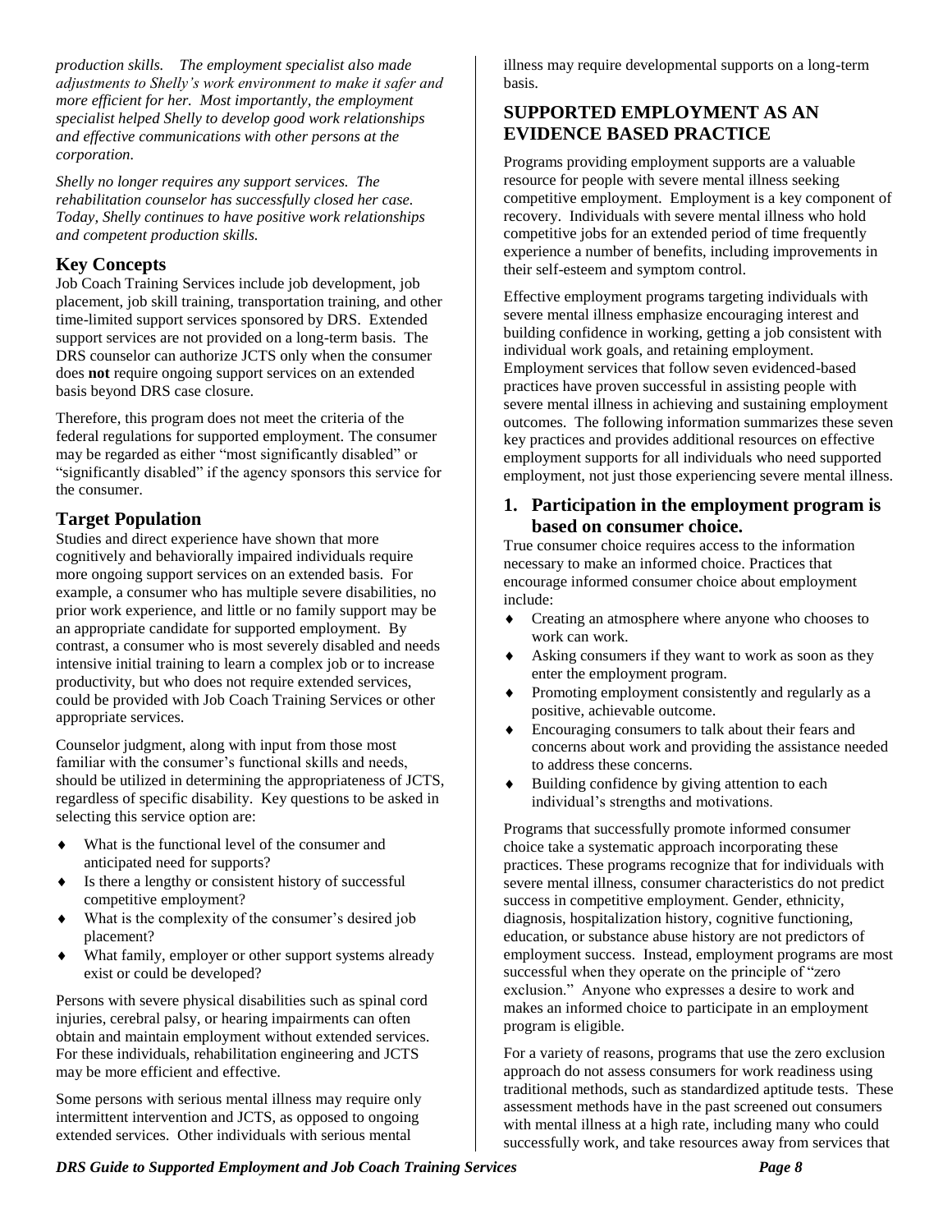*production skills. The employment specialist also made adjustments to Shelly's work environment to make it safer and more efficient for her. Most importantly, the employment specialist helped Shelly to develop good work relationships and effective communications with other persons at the corporation.*

*Shelly no longer requires any support services. The rehabilitation counselor has successfully closed her case. Today, Shelly continues to have positive work relationships and competent production skills.*

### Key Concepts

Job Coach Training Services include job development, job placement, job skill training, transportation training, and other time-limited support services sponsored by DRS. Extended support services are not provided on a long-term basis. The DRS counselor can authorize JCTS only when the consumer does **not** require ongoing support services on an extended basis beyond DRS case closure.

Therefore, this program does not meet the criteria of the federal regulations for supported employment. The consumer may be regarded as either "most significantly disabled" or "significantly disabled" if the agency sponsors this service for the consumer.

### Target Population

Studies and direct experience have shown that more cognitively and behaviorally impaired individuals require more ongoing support services on an extended basis. For example, a consumer who has multiple severe disabilities, no prior work experience, and little or no family support may be an appropriate candidate for supported employment. By contrast, a consumer who is most severely disabled and needs intensive initial training to learn a complex job or to increase productivity, but who does not require extended services, could be provided with Job Coach Training Services or other appropriate services.

Counselor judgment, along with input from those most familiar with the consumer's functional skills and needs, should be utilized in determining the appropriateness of JCTS, regardless of specific disability. Key questions to be asked in selecting this service option are:

- What is the functional level of the consumer and anticipated need for supports?
- Is there a lengthy or consistent history of successful competitive employment?
- What is the complexity of the consumer's desired job placement?
- What family, employer or other support systems already exist or could be developed?

Persons with severe physical disabilities such as spinal cord injuries, cerebral palsy, or hearing impairments can often obtain and maintain employment without extended services. For these individuals, rehabilitation engineering and JCTS may be more efficient and effective.

Some persons with serious mental illness may require only intermittent intervention and JCTS, as opposed to ongoing extended services. Other individuals with serious mental illness may require developmental supports on a long-term basis.

## SUPPORTED EMPLOYMENT AS AN EVIDENCE BASED PRACTICE

Programs providing employment supports are a valuable resource for people with severe mental illness seeking competitive employment. Employment is a key component of recovery. Individuals with severe mental illness who hold competitive jobs for an extended period of time frequently experience a number of benefits, including improvements in their self-esteem and symptom control.

Effective employment programs targeting individuals with severe mental illness emphasize encouraging interest and building confidence in working, getting a job consistent with individual work goals, and retaining employment. Employment services that follow seven evidenced-based practices have proven successful in assisting people with severe mental illness in achieving and sustaining employment outcomes. The following information summarizes these seven key practices and provides additional resources on effective employment supports for all individuals who need supported employment, not just those experiencing severe mental illness.

### 1. Participation in the employment program is based on consumer choice.

True consumer choice requires access to the information necessary to make an informed choice. Practices that encourage informed consumer choice about employment include:

- Creating an atmosphere where anyone who chooses to work can work.
- Asking consumers if they want to work as soon as they enter the employment program.
- Promoting employment consistently and regularly as a positive, achievable outcome.
- Encouraging consumers to talk about their fears and concerns about work and providing the assistance needed to address these concerns.
- Building confidence by giving attention to each individual's strengths and motivations.

Programs that successfully promote informed consumer choice take a systematic approach incorporating these practices. These programs recognize that for individuals with severe mental illness, consumer characteristics do not predict success in competitive employment. Gender, ethnicity, diagnosis, hospitalization history, cognitive functioning, education, or substance abuse history are not predictors of employment success. Instead, employment programs are most successful when they operate on the principle of "zero exclusion." Anyone who expresses a desire to work and makes an informed choice to participate in an employment program is eligible.

For a variety of reasons, programs that use the zero exclusion approach do not assess consumers for work readiness using traditional methods, such as standardized aptitude tests. These assessment methods have in the past screened out consumers with mental illness at a high rate, including many who could successfully work, and take resources away from services that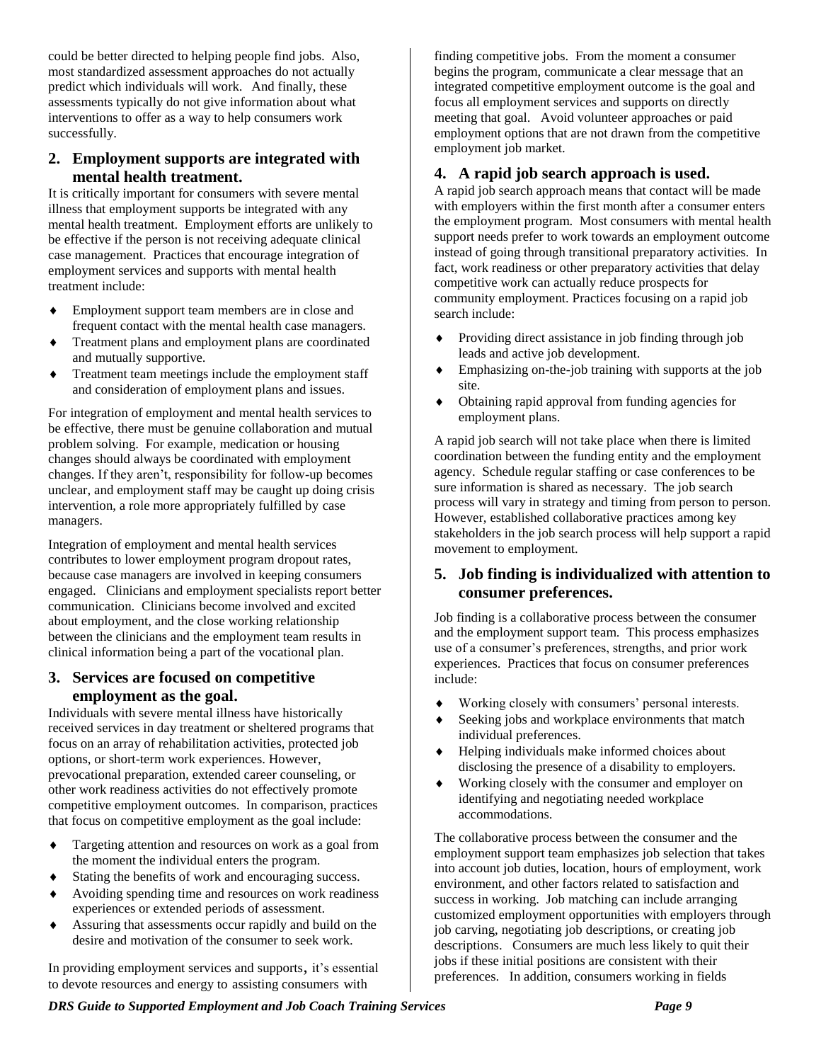could be better directed to helping people find jobs. Also, most standardized assessment approaches do not actually predict which individuals will work. And finally, these assessments typically do not give information about what interventions to offer as a way to help consumers work successfully.

## 2. Employment supports are integrated with mental health treatment.

It is critically important for consumers with severe mental illness that employment supports be integrated with any mental health treatment. Employment efforts are unlikely to be effective if the person is not receiving adequate clinical case management. Practices that encourage integration of employment services and supports with mental health treatment include:

- Employment support team members are in close and frequent contact with the mental health case managers.
- Treatment plans and employment plans are coordinated and mutually supportive.
- Treatment team meetings include the employment staff and consideration of employment plans and issues.

For integration of employment and mental health services to be effective, there must be genuine collaboration and mutual problem solving. For example, medication or housing changes should always be coordinated with employment changes. If they aren't, responsibility for follow-up becomes unclear, and employment staff may be caught up doing crisis intervention, a role more appropriately fulfilled by case managers.

Integration of employment and mental health services contributes to lower employment program dropout rates, because case managers are involved in keeping consumers engaged. Clinicians and employment specialists report better communication. Clinicians become involved and excited about employment, and the close working relationship between the clinicians and the employment team results in clinical information being a part of the vocational plan.

## 3. Services are focused on competitive employment as the goal.

Individuals with severe mental illness have historically received services in day treatment or sheltered programs that focus on an array of rehabilitation activities, protected job options, or short-term work experiences. However, prevocational preparation, extended career counseling, or other work readiness activities do not effectively promote competitive employment outcomes. In comparison, practices that focus on competitive employment as the goal include:

- Targeting attention and resources on work as a goal from the moment the individual enters the program.
- Stating the benefits of work and encouraging success.
- Avoiding spending time and resources on work readiness experiences or extended periods of assessment.
- Assuring that assessments occur rapidly and build on the desire and motivation of the consumer to seek work.

In providing employment services and supports, it's essential to devote resources and energy to assisting consumers with finding competitive jobs. From the moment a consumer begins the program, communicate a clear message that an integrated competitive employment outcome is the goal and focus all employment services and supports on directly meeting that goal. Avoid volunteer approaches or paid employment options that are not drawn from the competitive employment job market.

## 4. A rapid job search approach is used.

A rapid job search approach means that contact will be made with employers within the first month after a consumer enters the employment program. Most consumers with mental health support needs prefer to work towards an employment outcome instead of going through transitional preparatory activities. In fact, work readiness or other preparatory activities that delay competitive work can actually reduce prospects for community employment. Practices focusing on a rapid job search include:

- Providing direct assistance in job finding through job leads and active job development.
- Emphasizing on-the-job training with supports at the job site.
- Obtaining rapid approval from funding agencies for employment plans.

A rapid job search will not take place when there is limited coordination between the funding entity and the employment agency. Schedule regular staffing or case conferences to be sure information is shared as necessary. The job search process will vary in strategy and timing from person to person. However, established collaborative practices among key stakeholders in the job search process will help support a rapid movement to employment.

## 5. Job finding is individualized with attention to consumer preferences.

Job finding is a collaborative process between the consumer and the employment support team. This process emphasizes use of a consumer's preferences, strengths, and prior work experiences. Practices that focus on consumer preferences include:

- Working closely with consumers' personal interests.
- Seeking jobs and workplace environments that match individual preferences.
- Helping individuals make informed choices about disclosing the presence of a disability to employers.
- Working closely with the consumer and employer on identifying and negotiating needed workplace accommodations.

The collaborative process between the consumer and the employment support team emphasizes job selection that takes into account job duties, location, hours of employment, work environment, and other factors related to satisfaction and success in working. Job matching can include arranging customized employment opportunities with employers through job carving, negotiating job descriptions, or creating job descriptions. Consumers are much less likely to quit their jobs if these initial positions are consistent with their preferences. In addition, consumers working in fields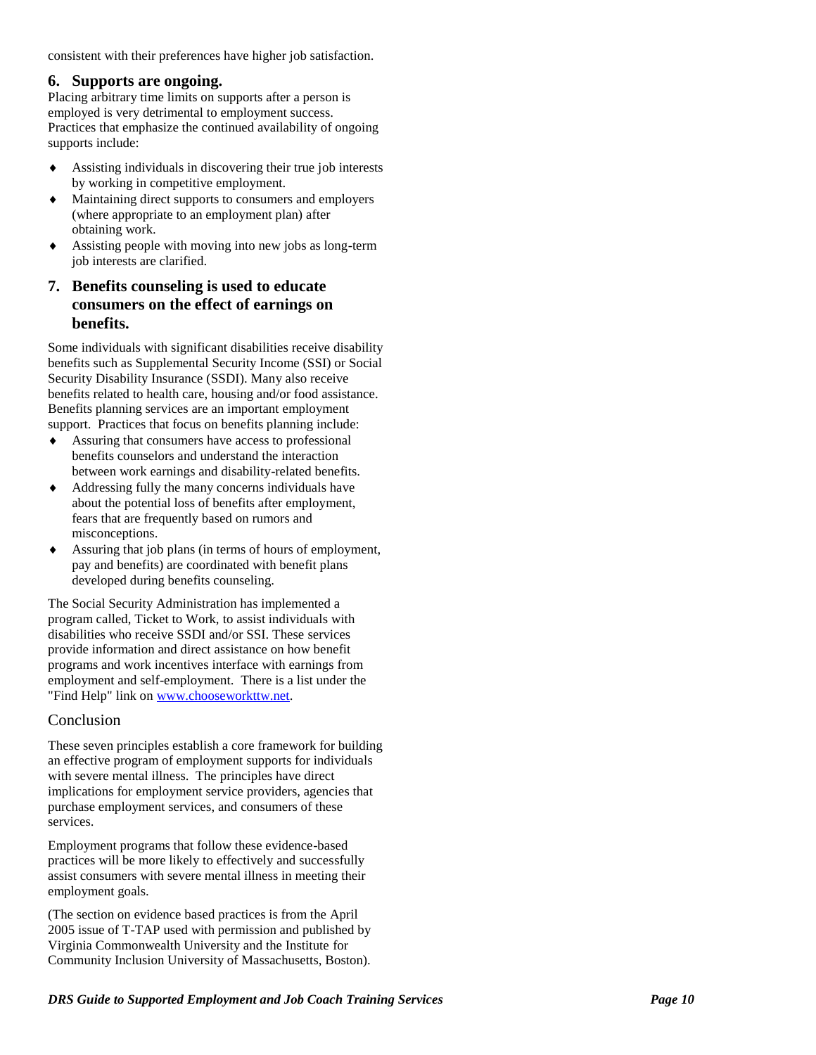consistent with their preferences have higher job satisfaction.

### 6. Supports are ongoing.

Placing arbitrary time limits on supports after a person is employed is very detrimental to employment success. Practices that emphasize the continued availability of ongoing supports include:

- Assisting individuals in discovering their true job interests by working in competitive employment.
- Maintaining direct supports to consumers and employers (where appropriate to an employment plan) after obtaining work.
- Assisting people with moving into new jobs as long-term job interests are clarified.

### 7. Benefits counseling is used to educate consumers on the effect of earnings on benefits.

Some individuals with significant disabilities receive disability benefits such as Supplemental Security Income (SSI) or Social Security Disability Insurance (SSDI). Many also receive benefits related to health care, housing and/or food assistance. Benefits planning services are an important employment support. Practices that focus on benefits planning include:

- Assuring that consumers have access to professional benefits counselors and understand the interaction between work earnings and disability-related benefits.
- Addressing fully the many concerns individuals have about the potential loss of benefits after employment, fears that are frequently based on rumors and misconceptions.
- Assuring that job plans (in terms of hours of employment, pay and benefits) are coordinated with benefit plans developed during benefits counseling.

The Social Security Administration has implemented a program called, Ticket to Work, to assist individuals with disabilities who receive SSDI and/or SSI. These services provide information and direct assistance on how benefit programs and work incentives interface with earnings from employment and self-employment. There is a list under the "Find Help" link on [www.chooseworkttw.net](http://www.chooseworkttw.net).

## Conclusion

These seven principles establish a core framework for building an effective program of employment supports for individuals with severe mental illness. The principles have direct implications for employment service providers, agencies that purchase employment services, and consumers of these services.

Employment programs that follow these evidence-based practices will be more likely to effectively and successfully assist consumers with severe mental illness in meeting their employment goals.

(The section on evidence based practices is from the April 2005 issue of T-TAP used with permission and published by Virginia Commonwealth University and the Institute for Community Inclusion University of Massachusetts, Boston).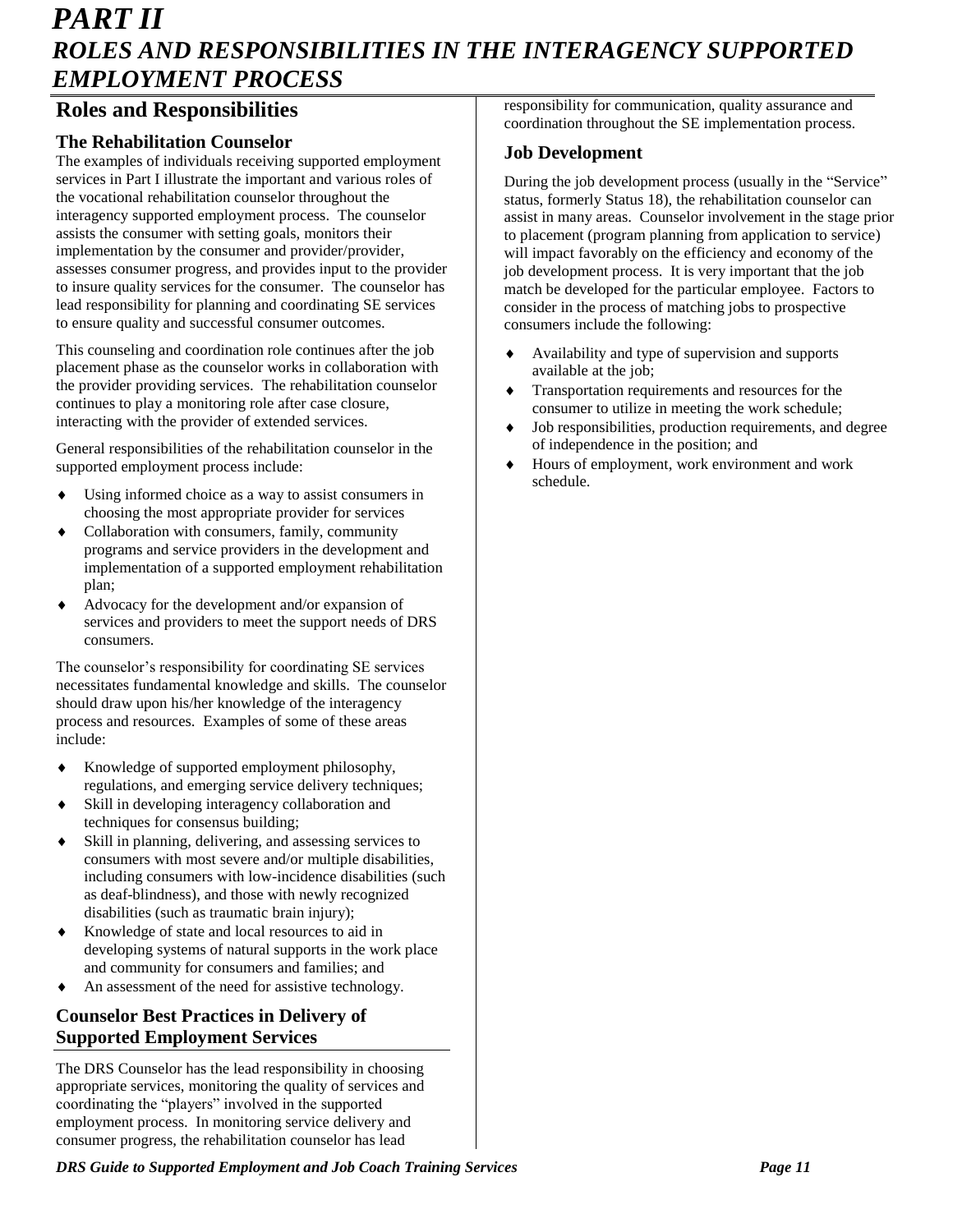# *PART II*
# *ROLES AND RESPONSIBILITIES IN THE INTERAGENCY SUPPORTED EMPLOYMENT PROCESS*

## Roles and Responsibilities

### The Rehabilitation Counselor

The examples of individuals receiving supported employment services in Part I illustrate the important and various roles of the vocational rehabilitation counselor throughout the interagency supported employment process. The counselor assists the consumer with setting goals, monitors their implementation by the consumer and provider/provider, assesses consumer progress, and provides input to the provider to insure quality services for the consumer. The counselor has lead responsibility for planning and coordinating SE services to ensure quality and successful consumer outcomes.

This counseling and coordination role continues after the job placement phase as the counselor works in collaboration with the provider providing services. The rehabilitation counselor continues to play a monitoring role after case closure, interacting with the provider of extended services.

General responsibilities of the rehabilitation counselor in the supported employment process include:

- Using informed choice as a way to assist consumers in choosing the most appropriate provider for services
- Collaboration with consumers, family, community programs and service providers in the development and implementation of a supported employment rehabilitation plan;
- Advocacy for the development and/or expansion of services and providers to meet the support needs of DRS consumers.

The counselor's responsibility for coordinating SE services necessitates fundamental knowledge and skills. The counselor should draw upon his/her knowledge of the interagency process and resources. Examples of some of these areas include:

- Knowledge of supported employment philosophy, regulations, and emerging service delivery techniques;
- Skill in developing interagency collaboration and techniques for consensus building;
- Skill in planning, delivering, and assessing services to consumers with most severe and/or multiple disabilities, including consumers with low-incidence disabilities (such as deaf-blindness), and those with newly recognized disabilities (such as traumatic brain injury);
- Knowledge of state and local resources to aid in developing systems of natural supports in the work place and community for consumers and families; and
- An assessment of the need for assistive technology.

### Counselor Best Practices in Delivery of Supported Employment Services

The DRS Counselor has the lead responsibility in choosing appropriate services, monitoring the quality of services and coordinating the "players" involved in the supported employment process. In monitoring service delivery and consumer progress, the rehabilitation counselor has lead responsibility for communication, quality assurance and coordination throughout the SE implementation process.

### Job Development

During the job development process (usually in the "Service" status, formerly Status 18), the rehabilitation counselor can assist in many areas. Counselor involvement in the stage prior to placement (program planning from application to service) will impact favorably on the efficiency and economy of the job development process. It is very important that the job match be developed for the particular employee. Factors to consider in the process of matching jobs to prospective consumers include the following:

- Availability and type of supervision and supports available at the job;
- Transportation requirements and resources for the consumer to utilize in meeting the work schedule;
- Job responsibilities, production requirements, and degree of independence in the position; and
- Hours of employment, work environment and work schedule.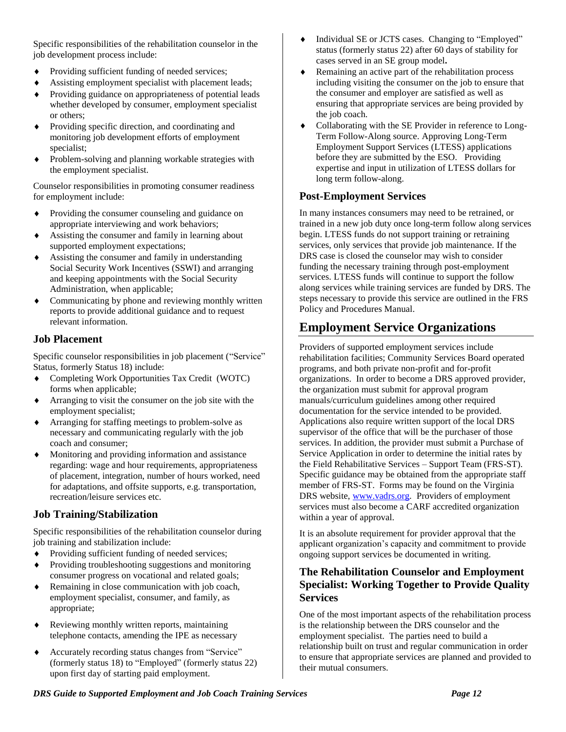Specific responsibilities of the rehabilitation counselor in the job development process include:

- Providing sufficient funding of needed services;
- Assisting employment specialist with placement leads;
- Providing guidance on appropriateness of potential leads whether developed by consumer, employment specialist or others;
- Providing specific direction, and coordinating and monitoring job development efforts of employment specialist;
- Problem-solving and planning workable strategies with the employment specialist.

Counselor responsibilities in promoting consumer readiness for employment include:

- Providing the consumer counseling and guidance on appropriate interviewing and work behaviors;
- Assisting the consumer and family in learning about supported employment expectations;
- Assisting the consumer and family in understanding Social Security Work Incentives (SSWI) and arranging and keeping appointments with the Social Security Administration, when applicable;
- Communicating by phone and reviewing monthly written reports to provide additional guidance and to request relevant information.

### Job Placement

Specific counselor responsibilities in job placement ("Service" Status, formerly Status 18) include:

- Completing Work Opportunities Tax Credit (WOTC) forms when applicable;
- Arranging to visit the consumer on the job site with the employment specialist;
- Arranging for staffing meetings to problem-solve as necessary and communicating regularly with the job coach and consumer;
- Monitoring and providing information and assistance regarding: wage and hour requirements, appropriateness of placement, integration, number of hours worked, need for adaptations, and offsite supports, e.g. transportation, recreation/leisure services etc.

### Job Training/Stabilization

Specific responsibilities of the rehabilitation counselor during job training and stabilization include:

- Providing sufficient funding of needed services;
- Providing troubleshooting suggestions and monitoring consumer progress on vocational and related goals;
- Remaining in close communication with job coach, employment specialist, consumer, and family, as appropriate;
- Reviewing monthly written reports, maintaining telephone contacts, amending the IPE as necessary
- Accurately recording status changes from "Service" (formerly status 18) to "Employed" (formerly status 22) upon first day of starting paid employment.
- Individual SE or JCTS cases. Changing to "Employed" status (formerly status 22) after 60 days of stability for cases served in an SE group model**.**
- Remaining an active part of the rehabilitation process including visiting the consumer on the job to ensure that the consumer and employer are satisfied as well as ensuring that appropriate services are being provided by the job coach.
- Collaborating with the SE Provider in reference to Long-Term Follow-Along source. Approving Long-Term Employment Support Services (LTESS) applications before they are submitted by the ESO. Providing expertise and input in utilization of LTESS dollars for long term follow-along.

### Post-Employment Services

In many instances consumers may need to be retrained, or trained in a new job duty once long-term follow along services begin. LTESS funds do not support training or retraining services, only services that provide job maintenance. If the DRS case is closed the counselor may wish to consider funding the necessary training through post-employment services. LTESS funds will continue to support the follow along services while training services are funded by DRS. The steps necessary to provide this service are outlined in the FRS Policy and Procedures Manual.

## Employment Service Organizations

Providers of supported employment services include rehabilitation facilities; Community Services Board operated programs, and both private non-profit and for-profit organizations. In order to become a DRS approved provider, the organization must submit for approval program manuals/curriculum guidelines among other required documentation for the service intended to be provided. Applications also require written support of the local DRS supervisor of the office that will be the purchaser of those services. In addition, the provider must submit a Purchase of Service Application in order to determine the initial rates by the Field Rehabilitative Services – Support Team (FRS-ST). Specific guidance may be obtained from the appropriate staff member of FRS-ST. Forms may be found on the Virginia DRS website, [www.vadrs.org](http://www.vadrs.org). Providers of employment services must also become a CARF accredited organization within a year of approval.

It is an absolute requirement for provider approval that the applicant organization's capacity and commitment to provide ongoing support services be documented in writing.

### The Rehabilitation Counselor and Employment Specialist: Working Together to Provide Quality Services

One of the most important aspects of the rehabilitation process is the relationship between the DRS counselor and the employment specialist. The parties need to build a relationship built on trust and regular communication in order to ensure that appropriate services are planned and provided to their mutual consumers.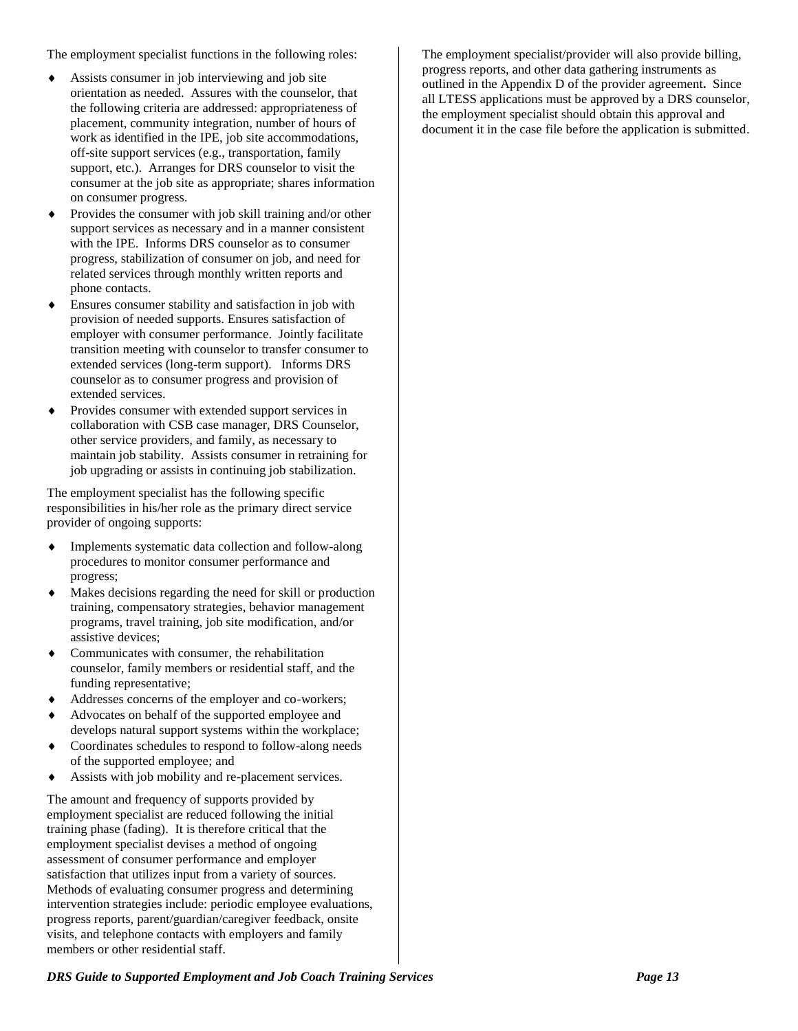The employment specialist functions in the following roles:

- Assists consumer in job interviewing and job site orientation as needed. Assures with the counselor, that the following criteria are addressed: appropriateness of placement, community integration, number of hours of work as identified in the IPE, job site accommodations, off-site support services (e.g., transportation, family support, etc.). Arranges for DRS counselor to visit the consumer at the job site as appropriate; shares information on consumer progress.
- Provides the consumer with job skill training and/or other support services as necessary and in a manner consistent with the IPE. Informs DRS counselor as to consumer progress, stabilization of consumer on job, and need for related services through monthly written reports and phone contacts.
- Ensures consumer stability and satisfaction in job with provision of needed supports. Ensures satisfaction of employer with consumer performance. Jointly facilitate transition meeting with counselor to transfer consumer to extended services (long-term support). Informs DRS counselor as to consumer progress and provision of extended services.
- Provides consumer with extended support services in collaboration with CSB case manager, DRS Counselor, other service providers, and family, as necessary to maintain job stability. Assists consumer in retraining for job upgrading or assists in continuing job stabilization.

The employment specialist has the following specific responsibilities in his/her role as the primary direct service provider of ongoing supports:

- Implements systematic data collection and follow-along procedures to monitor consumer performance and progress;
- Makes decisions regarding the need for skill or production training, compensatory strategies, behavior management programs, travel training, job site modification, and/or assistive devices;
- Communicates with consumer, the rehabilitation counselor, family members or residential staff, and the funding representative;
- Addresses concerns of the employer and co-workers;
- Advocates on behalf of the supported employee and develops natural support systems within the workplace;
- Coordinates schedules to respond to follow-along needs of the supported employee; and
- Assists with job mobility and re-placement services.

The amount and frequency of supports provided by employment specialist are reduced following the initial training phase (fading). It is therefore critical that the employment specialist devises a method of ongoing assessment of consumer performance and employer satisfaction that utilizes input from a variety of sources. Methods of evaluating consumer progress and determining intervention strategies include: periodic employee evaluations, progress reports, parent/guardian/caregiver feedback, onsite visits, and telephone contacts with employers and family members or other residential staff.

The employment specialist/provider will also provide billing, progress reports, and other data gathering instruments as outlined in the Appendix D of the provider agreement**.** Since all LTESS applications must be approved by a DRS counselor, the employment specialist should obtain this approval and document it in the case file before the application is submitted.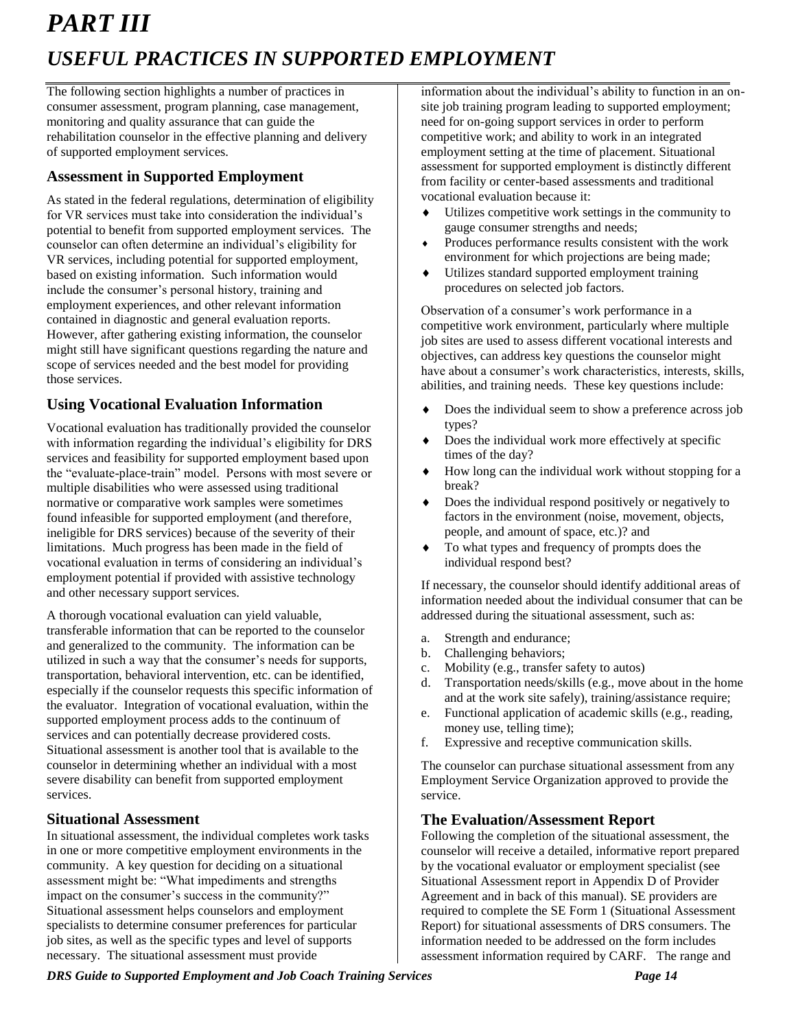# PART III

# USEFUL PRACTICES IN SUPPORTED EMPLOYMENT

The following section highlights a number of practices in consumer assessment, program planning, case management, monitoring and quality assurance that can guide the rehabilitation counselor in the effective planning and delivery of supported employment services.

## Assessment in Supported Employment

As stated in the federal regulations, determination of eligibility for VR services must take into consideration the individual's potential to benefit from supported employment services. The counselor can often determine an individual's eligibility for VR services, including potential for supported employment, based on existing information. Such information would include the consumer's personal history, training and employment experiences, and other relevant information contained in diagnostic and general evaluation reports. However, after gathering existing information, the counselor might still have significant questions regarding the nature and scope of services needed and the best model for providing those services.

## Using Vocational Evaluation Information

Vocational evaluation has traditionally provided the counselor with information regarding the individual's eligibility for DRS services and feasibility for supported employment based upon the "evaluate-place-train" model. Persons with most severe or multiple disabilities who were assessed using traditional normative or comparative work samples were sometimes found infeasible for supported employment (and therefore, ineligible for DRS services) because of the severity of their limitations. Much progress has been made in the field of vocational evaluation in terms of considering an individual's employment potential if provided with assistive technology and other necessary support services.

A thorough vocational evaluation can yield valuable, transferable information that can be reported to the counselor and generalized to the community. The information can be utilized in such a way that the consumer's needs for supports, transportation, behavioral intervention, etc. can be identified, especially if the counselor requests this specific information of the evaluator. Integration of vocational evaluation, within the supported employment process adds to the continuum of services and can potentially decrease providered costs. Situational assessment is another tool that is available to the counselor in determining whether an individual with a most severe disability can benefit from supported employment services.

## Situational Assessment

In situational assessment, the individual completes work tasks in one or more competitive employment environments in the community. A key question for deciding on a situational assessment might be: "What impediments and strengths impact on the consumer's success in the community?" Situational assessment helps counselors and employment specialists to determine consumer preferences for particular job sites, as well as the specific types and level of supports necessary. The situational assessment must provide information about the individual's ability to function in an on-site job training program leading to supported employment; need for on-going support services in order to perform competitive work; and ability to work in an integrated employment setting at the time of placement. Situational assessment for supported employment is distinctly different from facility or center-based assessments and traditional vocational evaluation because it:

- Utilizes competitive work settings in the community to gauge consumer strengths and needs;
- Produces performance results consistent with the work environment for which projections are being made;
- Utilizes standard supported employment training procedures on selected job factors.

Observation of a consumer's work performance in a competitive work environment, particularly where multiple job sites are used to assess different vocational interests and objectives, can address key questions the counselor might have about a consumer's work characteristics, interests, skills, abilities, and training needs. These key questions include:

- Does the individual seem to show a preference across job types?
- Does the individual work more effectively at specific times of the day?
- How long can the individual work without stopping for a break?
- Does the individual respond positively or negatively to factors in the environment (noise, movement, objects, people, and amount of space, etc.)? and
- To what types and frequency of prompts does the individual respond best?

If necessary, the counselor should identify additional areas of information needed about the individual consumer that can be addressed during the situational assessment, such as:

a. Strength and endurance;
b. Challenging behaviors;
c. Mobility (e.g., transfer safety to autos)
d. Transportation needs/skills (e.g., move about in the home and at the work site safely), training/assistance require;
e. Functional application of academic skills (e.g., reading, money use, telling time);
f. Expressive and receptive communication skills.

The counselor can purchase situational assessment from any Employment Service Organization approved to provide the service.

## The Evaluation/Assessment Report

Following the completion of the situational assessment, the counselor will receive a detailed, informative report prepared by the vocational evaluator or employment specialist (see Situational Assessment report in Appendix D of Provider Agreement and in back of this manual). SE providers are required to complete the SE Form 1 (Situational Assessment Report) for situational assessments of DRS consumers. The information needed to be addressed on the form includes assessment information required by CARF. The range and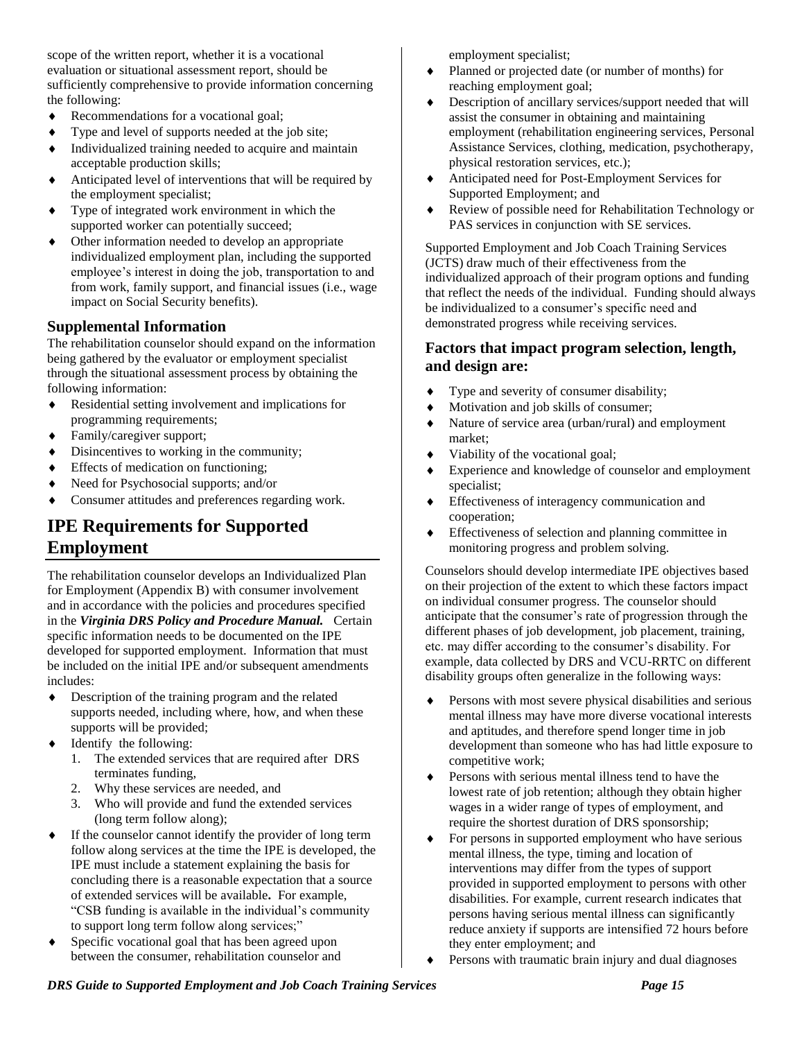scope of the written report, whether it is a vocational evaluation or situational assessment report, should be sufficiently comprehensive to provide information concerning the following:

- Recommendations for a vocational goal;
- Type and level of supports needed at the job site;
- Individualized training needed to acquire and maintain acceptable production skills;
- Anticipated level of interventions that will be required by the employment specialist;
- Type of integrated work environment in which the supported worker can potentially succeed;
- Other information needed to develop an appropriate individualized employment plan, including the supported employee's interest in doing the job, transportation to and from work, family support, and financial issues (i.e., wage impact on Social Security benefits).

### Supplemental Information

The rehabilitation counselor should expand on the information being gathered by the evaluator or employment specialist through the situational assessment process by obtaining the following information:

- Residential setting involvement and implications for programming requirements;
- Family/caregiver support;
- Disincentives to working in the community;
- Effects of medication on functioning;
- Need for Psychosocial supports; and/or
- Consumer attitudes and preferences regarding work.

## IPE Requirements for Supported Employment

The rehabilitation counselor develops an Individualized Plan for Employment (Appendix B) with consumer involvement and in accordance with the policies and procedures specified in the ***Virginia DRS Policy and Procedure Manual.*** Certain specific information needs to be documented on the IPE developed for supported employment. Information that must be included on the initial IPE and/or subsequent amendments includes:

- Description of the training program and the related supports needed, including where, how, and when these supports will be provided;
- Identify the following:
    1. The extended services that are required after DRS terminates funding,
    2. Why these services are needed, and
    3. Who will provide and fund the extended services (long term follow along);
- If the counselor cannot identify the provider of long term follow along services at the time the IPE is developed, the IPE must include a statement explaining the basis for concluding there is a reasonable expectation that a source of extended services will be available**.** For example, "CSB funding is available in the individual's community to support long term follow along services;"
- Specific vocational goal that has been agreed upon between the consumer, rehabilitation counselor and employment specialist;
- Planned or projected date (or number of months) for reaching employment goal;
- Description of ancillary services/support needed that will assist the consumer in obtaining and maintaining employment (rehabilitation engineering services, Personal Assistance Services, clothing, medication, psychotherapy, physical restoration services, etc.);
- Anticipated need for Post-Employment Services for Supported Employment; and
- Review of possible need for Rehabilitation Technology or PAS services in conjunction with SE services.

Supported Employment and Job Coach Training Services (JCTS) draw much of their effectiveness from the individualized approach of their program options and funding that reflect the needs of the individual. Funding should always be individualized to a consumer's specific need and demonstrated progress while receiving services.

### Factors that impact program selection, length, and design are:

- Type and severity of consumer disability;
- Motivation and job skills of consumer;
- Nature of service area (urban/rural) and employment market;
- Viability of the vocational goal;
- Experience and knowledge of counselor and employment specialist;
- Effectiveness of interagency communication and cooperation;
- Effectiveness of selection and planning committee in monitoring progress and problem solving.

Counselors should develop intermediate IPE objectives based on their projection of the extent to which these factors impact on individual consumer progress. The counselor should anticipate that the consumer's rate of progression through the different phases of job development, job placement, training, etc. may differ according to the consumer's disability. For example, data collected by DRS and VCU-RRTC on different disability groups often generalize in the following ways:

- Persons with most severe physical disabilities and serious mental illness may have more diverse vocational interests and aptitudes, and therefore spend longer time in job development than someone who has had little exposure to competitive work;
- Persons with serious mental illness tend to have the lowest rate of job retention; although they obtain higher wages in a wider range of types of employment, and require the shortest duration of DRS sponsorship;
- For persons in supported employment who have serious mental illness, the type, timing and location of interventions may differ from the types of support provided in supported employment to persons with other disabilities. For example, current research indicates that persons having serious mental illness can significantly reduce anxiety if supports are intensified 72 hours before they enter employment; and
- Persons with traumatic brain injury and dual diagnoses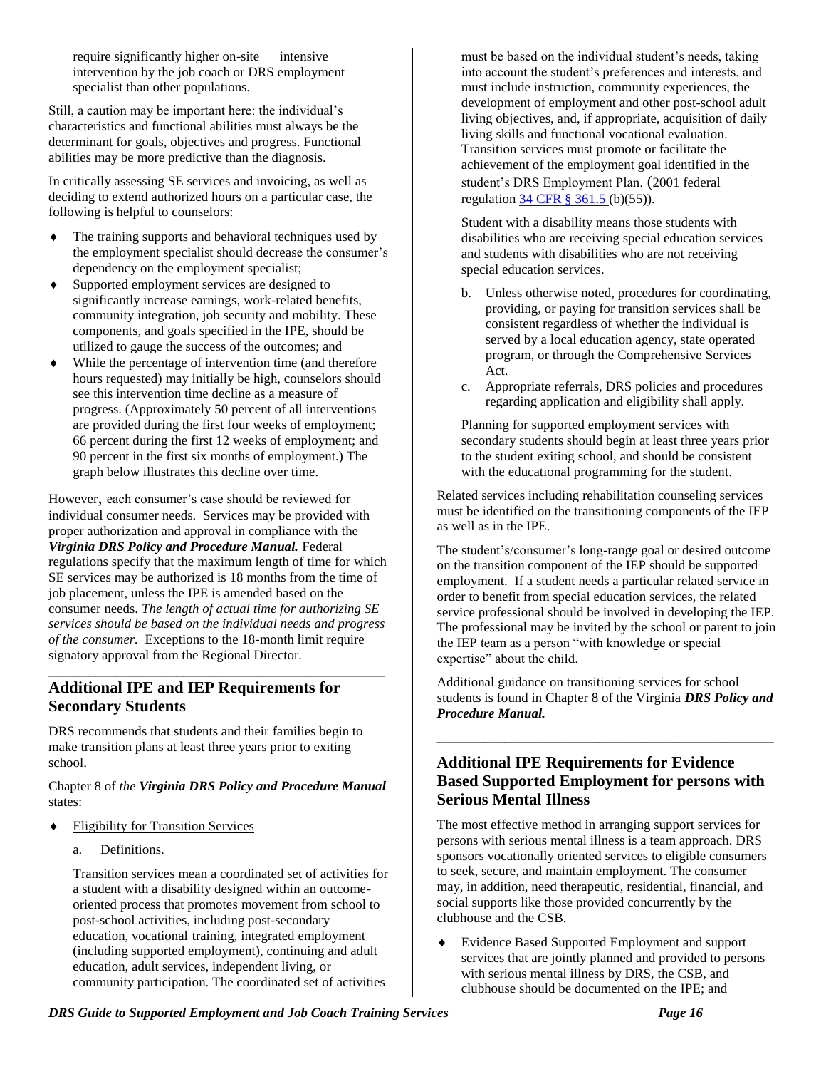require significantly higher on-site intensive intervention by the job coach or DRS employment specialist than other populations.

Still, a caution may be important here: the individual's characteristics and functional abilities must always be the determinant for goals, objectives and progress. Functional abilities may be more predictive than the diagnosis.

In critically assessing SE services and invoicing, as well as deciding to extend authorized hours on a particular case, the following is helpful to counselors:

- The training supports and behavioral techniques used by the employment specialist should decrease the consumer's dependency on the employment specialist;
- Supported employment services are designed to significantly increase earnings, work-related benefits, community integration, job security and mobility. These components, and goals specified in the IPE, should be utilized to gauge the success of the outcomes; and
- While the percentage of intervention time (and therefore hours requested) may initially be high, counselors should see this intervention time decline as a measure of progress. (Approximately 50 percent of all interventions are provided during the first four weeks of employment; 66 percent during the first 12 weeks of employment; and 90 percent in the first six months of employment.) The graph below illustrates this decline over time.

However, each consumer's case should be reviewed for individual consumer needs. Services may be provided with proper authorization and approval in compliance with the ***Virginia DRS Policy and Procedure Manual.*** Federal regulations specify that the maximum length of time for which SE services may be authorized is 18 months from the time of job placement, unless the IPE is amended based on the consumer needs. *The length of actual time for authorizing SE services should be based on the individual needs and progress of the consumer*. Exceptions to the 18-month limit require signatory approval from the Regional Director.

## Additional IPE and IEP Requirements for Secondary Students

DRS recommends that students and their families begin to make transition plans at least three years prior to exiting school.

Chapter 8 of *the **Virginia DRS Policy and Procedure Manual*** states:

- Eligibility for Transition Services

  a. Definitions.

  Transition services mean a coordinated set of activities for a student with a disability designed within an outcome-oriented process that promotes movement from school to post-school activities, including post-secondary education, vocational training, integrated employment (including supported employment), continuing and adult education, adult services, independent living, or community participation. The coordinated set of activities must be based on the individual student's needs, taking into account the student's preferences and interests, and must include instruction, community experiences, the development of employment and other post-school adult living objectives, and, if appropriate, acquisition of daily living skills and functional vocational evaluation. Transition services must promote or facilitate the achievement of the employment goal identified in the student's DRS Employment Plan. (2001 federal regulation [34 CFR § 361.5](b)(55)).

  Student with a disability means those students with disabilities who are receiving special education services and students with disabilities who are not receiving special education services.

  b. Unless otherwise noted, procedures for coordinating, providing, or paying for transition services shall be consistent regardless of whether the individual is served by a local education agency, state operated program, or through the Comprehensive Services Act.

  c. Appropriate referrals, DRS policies and procedures regarding application and eligibility shall apply.

  Planning for supported employment services with secondary students should begin at least three years prior to the student exiting school, and should be consistent with the educational programming for the student.

Related services including rehabilitation counseling services must be identified on the transitioning components of the IEP as well as in the IPE.

The student's/consumer's long-range goal or desired outcome on the transition component of the IEP should be supported employment. If a student needs a particular related service in order to benefit from special education services, the related service professional should be involved in developing the IEP. The professional may be invited by the school or parent to join the IEP team as a person "with knowledge or special expertise" about the child.

Additional guidance on transitioning services for school students is found in Chapter 8 of the Virginia ***DRS Policy and Procedure Manual.***

## Additional IPE Requirements for Evidence Based Supported Employment for persons with Serious Mental Illness

The most effective method in arranging support services for persons with serious mental illness is a team approach. DRS sponsors vocationally oriented services to eligible consumers to seek, secure, and maintain employment. The consumer may, in addition, need therapeutic, residential, financial, and social supports like those provided concurrently by the clubhouse and the CSB.

- Evidence Based Supported Employment and support services that are jointly planned and provided to persons with serious mental illness by DRS, the CSB, and clubhouse should be documented on the IPE; and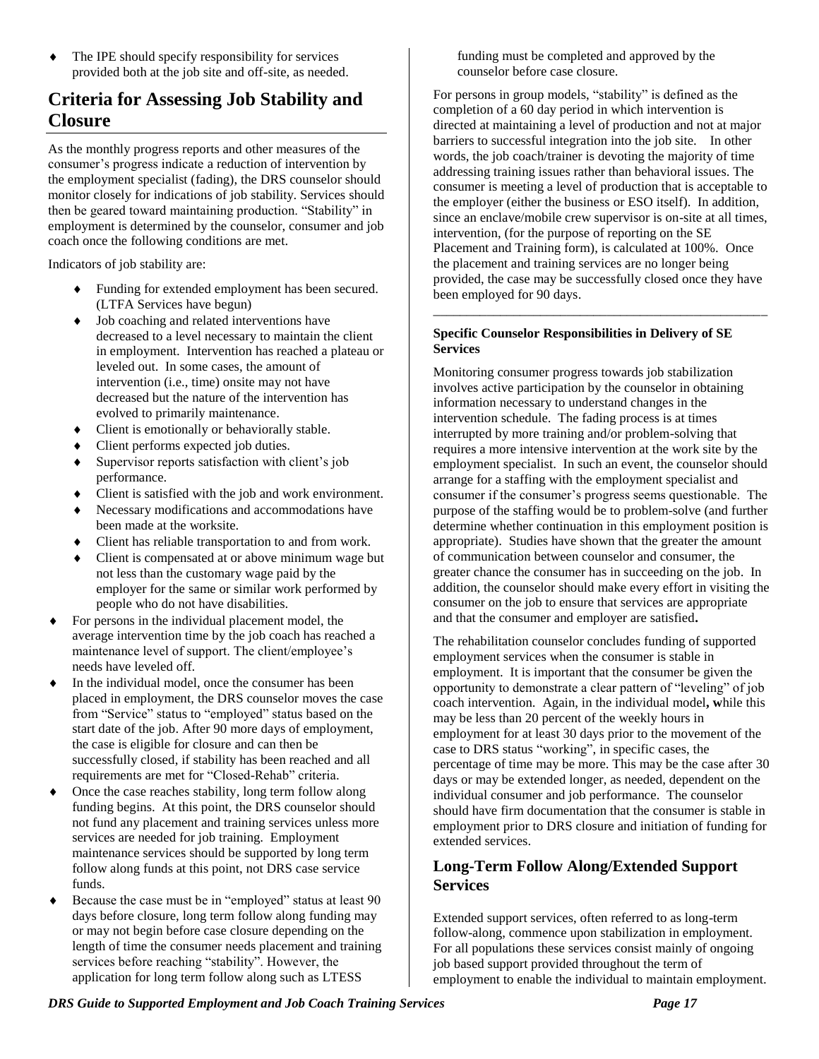- The IPE should specify responsibility for services provided both at the job site and off-site, as needed.

## Criteria for Assessing Job Stability and Closure

As the monthly progress reports and other measures of the consumer's progress indicate a reduction of intervention by the employment specialist (fading), the DRS counselor should monitor closely for indications of job stability. Services should then be geared toward maintaining production. "Stability" in employment is determined by the counselor, consumer and job coach once the following conditions are met.

Indicators of job stability are:

- Funding for extended employment has been secured. (LTFA Services have begun)
- Job coaching and related interventions have decreased to a level necessary to maintain the client in employment. Intervention has reached a plateau or leveled out. In some cases, the amount of intervention (i.e., time) onsite may not have decreased but the nature of the intervention has evolved to primarily maintenance.
- Client is emotionally or behaviorally stable.
- Client performs expected job duties.
- Supervisor reports satisfaction with client's job performance.
- Client is satisfied with the job and work environment.
- Necessary modifications and accommodations have been made at the worksite.
- Client has reliable transportation to and from work.
- Client is compensated at or above minimum wage but not less than the customary wage paid by the employer for the same or similar work performed by people who do not have disabilities.

- For persons in the individual placement model, the average intervention time by the job coach has reached a maintenance level of support. The client/employee's needs have leveled off.
- In the individual model, once the consumer has been placed in employment, the DRS counselor moves the case from "Service" status to "employed" status based on the start date of the job. After 90 more days of employment, the case is eligible for closure and can then be successfully closed, if stability has been reached and all requirements are met for "Closed-Rehab" criteria.
- Once the case reaches stability, long term follow along funding begins. At this point, the DRS counselor should not fund any placement and training services unless more services are needed for job training. Employment maintenance services should be supported by long term follow along funds at this point, not DRS case service funds.
- Because the case must be in "employed" status at least 90 days before closure, long term follow along funding may or may not begin before case closure depending on the length of time the consumer needs placement and training services before reaching "stability". However, the application for long term follow along such as LTESS funding must be completed and approved by the counselor before case closure.

For persons in group models, "stability" is defined as the completion of a 60 day period in which intervention is directed at maintaining a level of production and not at major barriers to successful integration into the job site. In other words, the job coach/trainer is devoting the majority of time addressing training issues rather than behavioral issues. The consumer is meeting a level of production that is acceptable to the employer (either the business or ESO itself). In addition, since an enclave/mobile crew supervisor is on-site at all times, intervention, (for the purpose of reporting on the SE Placement and Training form), is calculated at 100%. Once the placement and training services are no longer being provided, the case may be successfully closed once they have been employed for 90 days.

---

**Specific Counselor Responsibilities in Delivery of SE Services**

Monitoring consumer progress towards job stabilization involves active participation by the counselor in obtaining information necessary to understand changes in the intervention schedule. The fading process is at times interrupted by more training and/or problem-solving that requires a more intensive intervention at the work site by the employment specialist. In such an event, the counselor should arrange for a staffing with the employment specialist and consumer if the consumer's progress seems questionable. The purpose of the staffing would be to problem-solve (and further determine whether continuation in this employment position is appropriate). Studies have shown that the greater the amount of communication between counselor and consumer, the greater chance the consumer has in succeeding on the job. In addition, the counselor should make every effort in visiting the consumer on the job to ensure that services are appropriate and that the consumer and employer are satisfied.

The rehabilitation counselor concludes funding of supported employment services when the consumer is stable in employment. It is important that the consumer be given the opportunity to demonstrate a clear pattern of "leveling" of job coach intervention. Again, in the individual model, while this may be less than 20 percent of the weekly hours in employment for at least 30 days prior to the movement of the case to DRS status "working", in specific cases, the percentage of time may be more. This may be the case after 30 days or may be extended longer, as needed, dependent on the individual consumer and job performance. The counselor should have firm documentation that the consumer is stable in employment prior to DRS closure and initiation of funding for extended services.

### Long-Term Follow Along/Extended Support Services

Extended support services, often referred to as long-term follow-along, commence upon stabilization in employment. For all populations these services consist mainly of ongoing job based support provided throughout the term of employment to enable the individual to maintain employment.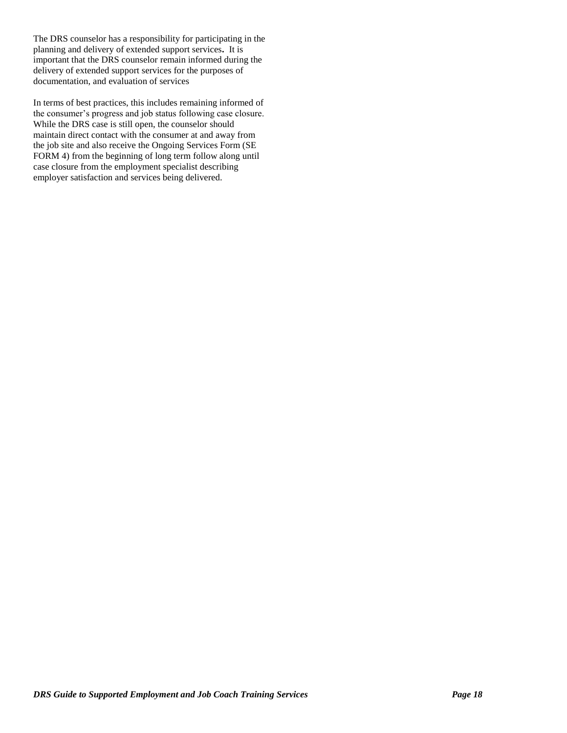The DRS counselor has a responsibility for participating in the planning and delivery of extended support services**.** It is important that the DRS counselor remain informed during the delivery of extended support services for the purposes of documentation, and evaluation of services

In terms of best practices, this includes remaining informed of the consumer's progress and job status following case closure. While the DRS case is still open, the counselor should maintain direct contact with the consumer at and away from the job site and also receive the Ongoing Services Form (SE FORM 4) from the beginning of long term follow along until case closure from the employment specialist describing employer satisfaction and services being delivered.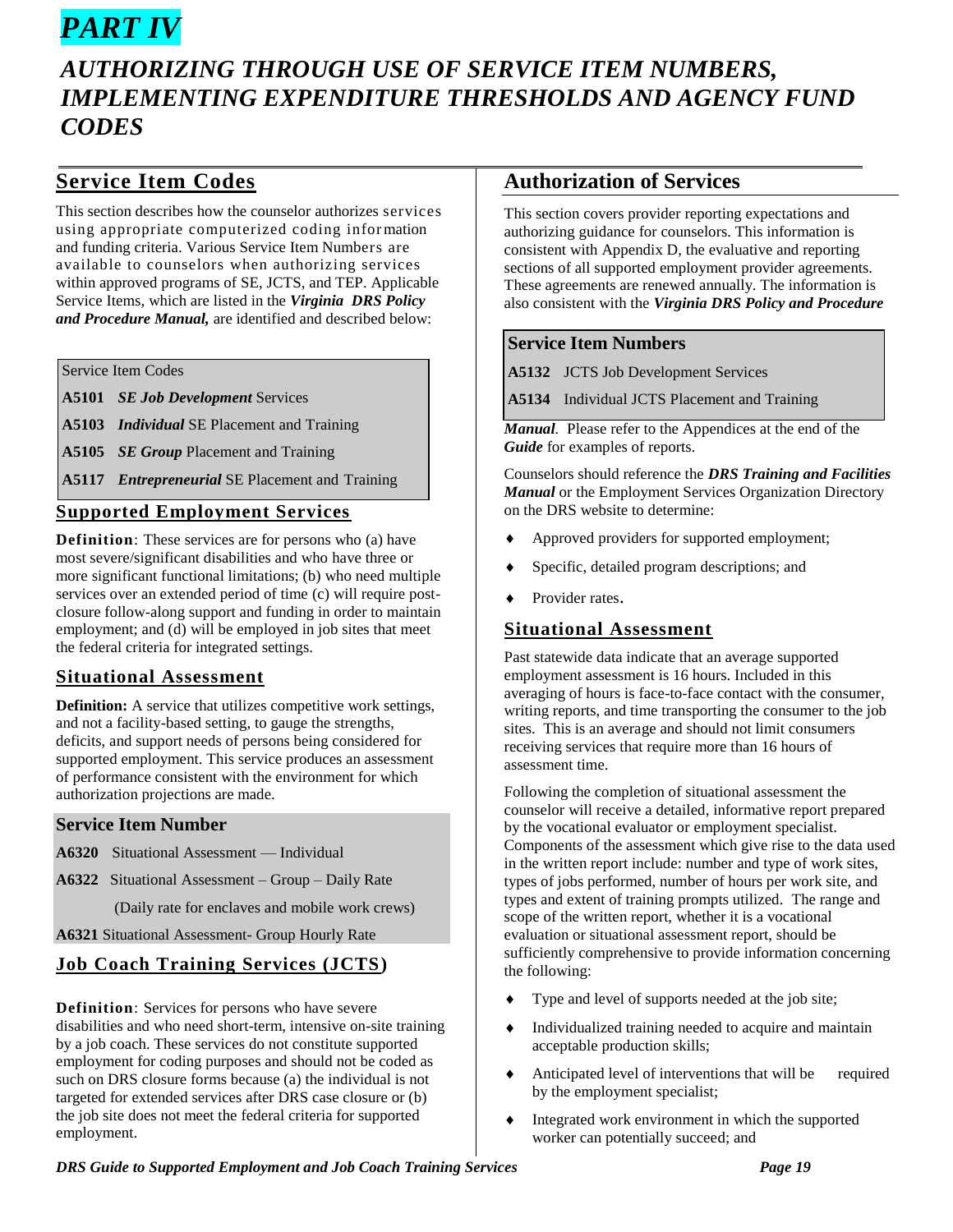# PART IV

## AUTHORIZING THROUGH USE OF SERVICE ITEM NUMBERS, IMPLEMENTING EXPENDITURE THRESHOLDS AND AGENCY FUND CODES

### Service Item Codes

This section describes how the counselor authorizes services using appropriate computerized coding information and funding criteria. Various Service Item Numbers are available to counselors when authorizing services within approved programs of SE, JCTS, and TEP. Applicable Service Items, which are listed in the ***Virginia DRS Policy and Procedure Manual,*** are identified and described below:

| Service Item Codes | |
|---|---|
| **A5101** | ***SE Job Development*** Services |
| **A5103** | ***Individual*** SE Placement and Training |
| **A5105** | ***SE Group*** Placement and Training |
| **A5117** | ***Entrepreneurial*** SE Placement and Training |

### Supported Employment Services

**Definition**: These services are for persons who (a) have most severe/significant disabilities and who have three or more significant functional limitations; (b) who need multiple services over an extended period of time (c) will require post-closure follow-along support and funding in order to maintain employment; and (d) will be employed in job sites that meet the federal criteria for integrated settings.

### Situational Assessment

**Definition:** A service that utilizes competitive work settings, and not a facility-based setting, to gauge the strengths, deficits, and support needs of persons being considered for supported employment. This service produces an assessment of performance consistent with the environment for which authorization projections are made.

| Service Item Number | |
|---|---|
| **A6320** | Situational Assessment — Individual |
| **A6322** | Situational Assessment – Group – Daily Rate (Daily rate for enclaves and mobile work crews) |
| **A6321** | Situational Assessment- Group Hourly Rate |

### Job Coach Training Services (JCTS)

**Definition**: Services for persons who have severe disabilities and who need short-term, intensive on-site training by a job coach. These services do not constitute supported employment for coding purposes and should not be coded as such on DRS closure forms because (a) the individual is not targeted for extended services after DRS case closure or (b) the job site does not meet the federal criteria for supported employment.

### Authorization of Services

This section covers provider reporting expectations and authorizing guidance for counselors. This information is consistent with Appendix D, the evaluative and reporting sections of all supported employment provider agreements. These agreements are renewed annually. The information is also consistent with the ***Virginia DRS Policy and Procedure Manual***. Please refer to the Appendices at the end of the ***Guide*** for examples of reports.

| Service Item Numbers | |
|---|---|
| **A5132** | JCTS Job Development Services |
| **A5134** | Individual JCTS Placement and Training |

Counselors should reference the ***DRS Training and Facilities Manual*** or the Employment Services Organization Directory on the DRS website to determine:

- Approved providers for supported employment;
- Specific, detailed program descriptions; and
- Provider rates.

### Situational Assessment

Past statewide data indicate that an average supported employment assessment is 16 hours. Included in this averaging of hours is face-to-face contact with the consumer, writing reports, and time transporting the consumer to the job sites. This is an average and should not limit consumers receiving services that require more than 16 hours of assessment time.

Following the completion of situational assessment the counselor will receive a detailed, informative report prepared by the vocational evaluator or employment specialist. Components of the assessment which give rise to the data used in the written report include: number and type of work sites, types of jobs performed, number of hours per work site, and types and extent of training prompts utilized. The range and scope of the written report, whether it is a vocational evaluation or situational assessment report, should be sufficiently comprehensive to provide information concerning the following:

- Type and level of supports needed at the job site;
- Individualized training needed to acquire and maintain acceptable production skills;
- Anticipated level of interventions that will be required by the employment specialist;
- Integrated work environment in which the supported worker can potentially succeed; and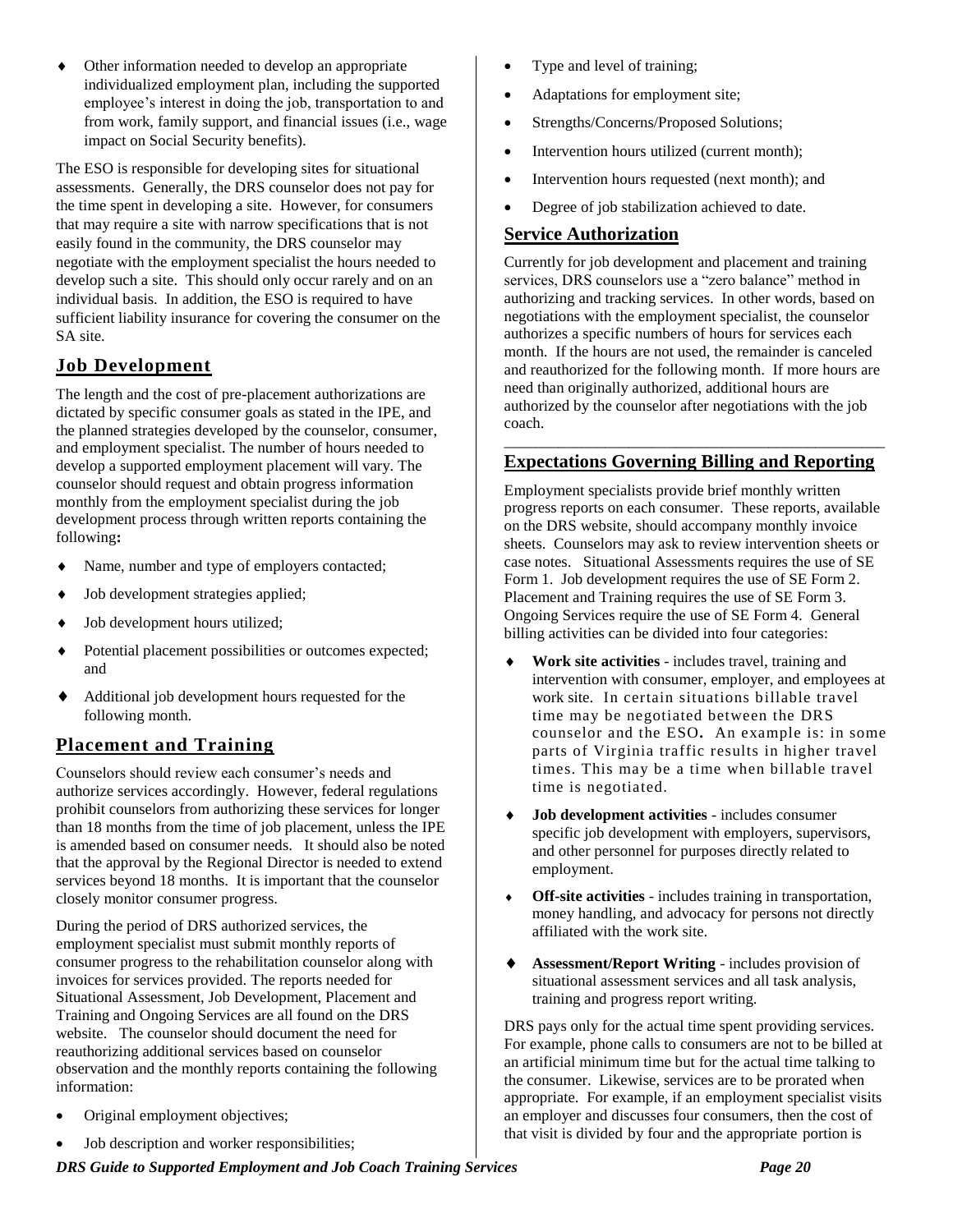- Other information needed to develop an appropriate individualized employment plan, including the supported employee's interest in doing the job, transportation to and from work, family support, and financial issues (i.e., wage impact on Social Security benefits).

The ESO is responsible for developing sites for situational assessments. Generally, the DRS counselor does not pay for the time spent in developing a site. However, for consumers that may require a site with narrow specifications that is not easily found in the community, the DRS counselor may negotiate with the employment specialist the hours needed to develop such a site. This should only occur rarely and on an individual basis. In addition, the ESO is required to have sufficient liability insurance for covering the consumer on the SA site.

## Job Development

The length and the cost of pre-placement authorizations are dictated by specific consumer goals as stated in the IPE, and the planned strategies developed by the counselor, consumer, and employment specialist. The number of hours needed to develop a supported employment placement will vary. The counselor should request and obtain progress information monthly from the employment specialist during the job development process through written reports containing the following**:**

- Name, number and type of employers contacted;
- Job development strategies applied;
- Job development hours utilized;
- Potential placement possibilities or outcomes expected; and
- Additional job development hours requested for the following month.

## Placement and Training

Counselors should review each consumer's needs and authorize services accordingly. However, federal regulations prohibit counselors from authorizing these services for longer than 18 months from the time of job placement, unless the IPE is amended based on consumer needs. It should also be noted that the approval by the Regional Director is needed to extend services beyond 18 months. It is important that the counselor closely monitor consumer progress.

During the period of DRS authorized services, the employment specialist must submit monthly reports of consumer progress to the rehabilitation counselor along with invoices for services provided. The reports needed for Situational Assessment, Job Development, Placement and Training and Ongoing Services are all found on the DRS website. The counselor should document the need for reauthorizing additional services based on counselor observation and the monthly reports containing the following information:

- Original employment objectives;
- Job description and worker responsibilities;
- Type and level of training;
- Adaptations for employment site;
- Strengths/Concerns/Proposed Solutions;
- Intervention hours utilized (current month);
- Intervention hours requested (next month); and
- Degree of job stabilization achieved to date.

## Service Authorization

Currently for job development and placement and training services, DRS counselors use a "zero balance" method in authorizing and tracking services. In other words, based on negotiations with the employment specialist, the counselor authorizes a specific numbers of hours for services each month. If the hours are not used, the remainder is canceled and reauthorized for the following month. If more hours are need than originally authorized, additional hours are authorized by the counselor after negotiations with the job coach.

---

## Expectations Governing Billing and Reporting

Employment specialists provide brief monthly written progress reports on each consumer. These reports, available on the DRS website, should accompany monthly invoice sheets. Counselors may ask to review intervention sheets or case notes. Situational Assessments requires the use of SE Form 1. Job development requires the use of SE Form 2. Placement and Training requires the use of SE Form 3. Ongoing Services require the use of SE Form 4. General billing activities can be divided into four categories:

- **Work site activities** - includes travel, training and intervention with consumer, employer, and employees at work site. In certain situations billable travel time may be negotiated between the DRS counselor and the ESO**.** An example is: in some parts of Virginia traffic results in higher travel times. This may be a time when billable travel time is negotiated.
- **Job development activities** - includes consumer specific job development with employers, supervisors, and other personnel for purposes directly related to employment.
- **Off-site activities** - includes training in transportation, money handling, and advocacy for persons not directly affiliated with the work site.
- **Assessment/Report Writing** - includes provision of situational assessment services and all task analysis, training and progress report writing.

DRS pays only for the actual time spent providing services. For example, phone calls to consumers are not to be billed at an artificial minimum time but for the actual time talking to the consumer. Likewise, services are to be prorated when appropriate. For example, if an employment specialist visits an employer and discusses four consumers, then the cost of that visit is divided by four and the appropriate portion is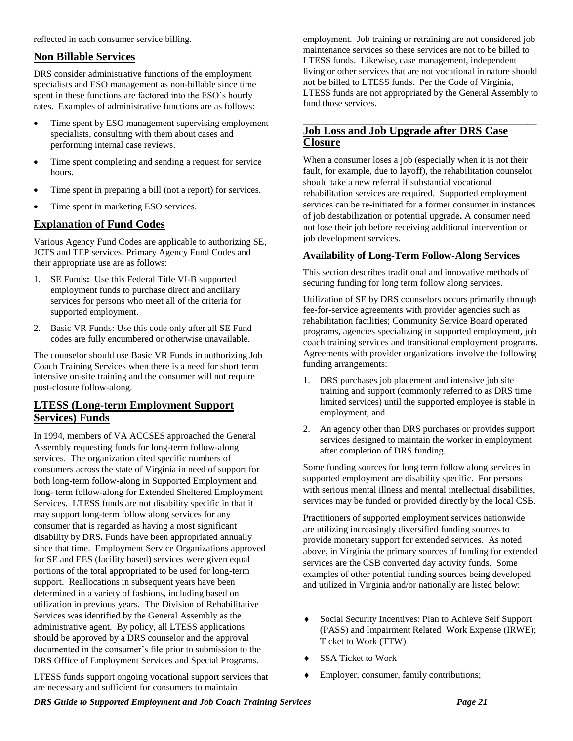reflected in each consumer service billing.

## Non Billable Services

DRS consider administrative functions of the employment specialists and ESO management as non-billable since time spent in these functions are factored into the ESO's hourly rates. Examples of administrative functions are as follows:

- Time spent by ESO management supervising employment specialists, consulting with them about cases and performing internal case reviews.
- Time spent completing and sending a request for service hours.
- Time spent in preparing a bill (not a report) for services.
- Time spent in marketing ESO services.

## Explanation of Fund Codes

Various Agency Fund Codes are applicable to authorizing SE, JCTS and TEP services. Primary Agency Fund Codes and their appropriate use are as follows:

1. SE Funds**:** Use this Federal Title VI-B supported employment funds to purchase direct and ancillary services for persons who meet all of the criteria for supported employment.
2. Basic VR Funds: Use this code only after all SE Fund codes are fully encumbered or otherwise unavailable.

The counselor should use Basic VR Funds in authorizing Job Coach Training Services when there is a need for short term intensive on-site training and the consumer will not require post-closure follow-along.

## LTESS (Long-term Employment Support Services) Funds

In 1994, members of VA ACCSES approached the General Assembly requesting funds for long-term follow-along services. The organization cited specific numbers of consumers across the state of Virginia in need of support for both long-term follow-along in Supported Employment and long- term follow-along for Extended Sheltered Employment Services. LTESS funds are not disability specific in that it may support long-term follow along services for any consumer that is regarded as having a most significant disability by DRS**.** Funds have been appropriated annually since that time. Employment Service Organizations approved for SE and EES (facility based) services were given equal portions of the total appropriated to be used for long-term support. Reallocations in subsequent years have been determined in a variety of fashions, including based on utilization in previous years. The Division of Rehabilitative Services was identified by the General Assembly as the administrative agent. By policy, all LTESS applications should be approved by a DRS counselor and the approval documented in the consumer's file prior to submission to the DRS Office of Employment Services and Special Programs.

LTESS funds support ongoing vocational support services that are necessary and sufficient for consumers to maintain employment. Job training or retraining are not considered job maintenance services so these services are not to be billed to LTESS funds. Likewise, case management, independent living or other services that are not vocational in nature should not be billed to LTESS funds. Per the Code of Virginia, LTESS funds are not appropriated by the General Assembly to fund those services.

## Job Loss and Job Upgrade after DRS Case Closure

When a consumer loses a job (especially when it is not their fault, for example, due to layoff), the rehabilitation counselor should take a new referral if substantial vocational rehabilitation services are required. Supported employment services can be re-initiated for a former consumer in instances of job destabilization or potential upgrade**.** A consumer need not lose their job before receiving additional intervention or job development services.

### Availability of Long-Term Follow-Along Services

This section describes traditional and innovative methods of securing funding for long term follow along services.

Utilization of SE by DRS counselors occurs primarily through fee-for-service agreements with provider agencies such as rehabilitation facilities; Community Service Board operated programs, agencies specializing in supported employment, job coach training services and transitional employment programs. Agreements with provider organizations involve the following funding arrangements:

1. DRS purchases job placement and intensive job site training and support (commonly referred to as DRS time limited services) until the supported employee is stable in employment; and
2. An agency other than DRS purchases or provides support services designed to maintain the worker in employment after completion of DRS funding.

Some funding sources for long term follow along services in supported employment are disability specific. For persons with serious mental illness and mental intellectual disabilities, services may be funded or provided directly by the local CSB.

Practitioners of supported employment services nationwide are utilizing increasingly diversified funding sources to provide monetary support for extended services. As noted above, in Virginia the primary sources of funding for extended services are the CSB converted day activity funds. Some examples of other potential funding sources being developed and utilized in Virginia and/or nationally are listed below:

- Social Security Incentives: Plan to Achieve Self Support (PASS) and Impairment Related Work Expense (IRWE); Ticket to Work (TTW)
- SSA Ticket to Work
- Employer, consumer, family contributions;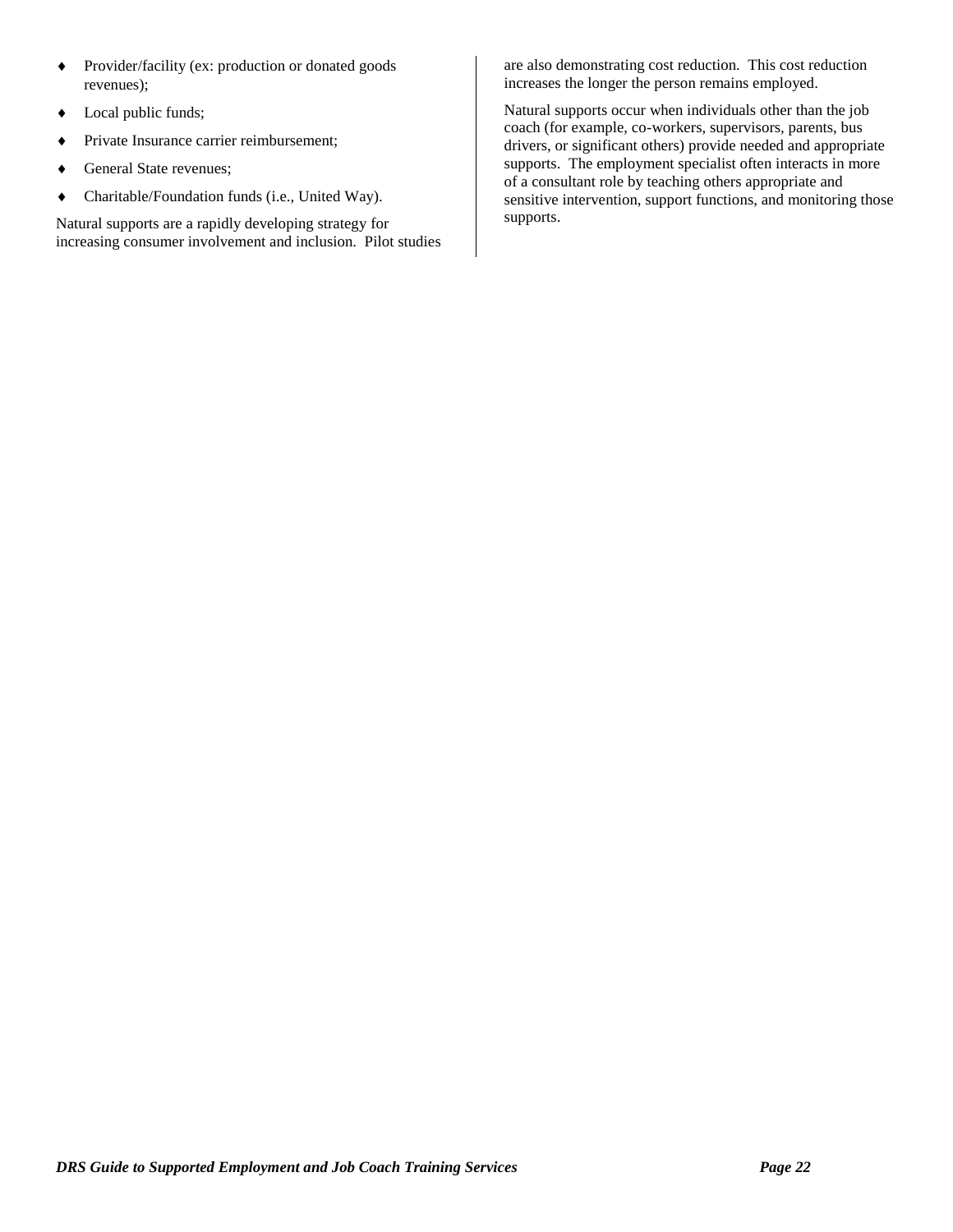- Provider/facility (ex: production or donated goods revenues);
- Local public funds;
- Private Insurance carrier reimbursement;
- General State revenues;
- Charitable/Foundation funds (i.e., United Way).

Natural supports are a rapidly developing strategy for increasing consumer involvement and inclusion. Pilot studies are also demonstrating cost reduction. This cost reduction increases the longer the person remains employed.

Natural supports occur when individuals other than the job coach (for example, co-workers, supervisors, parents, bus drivers, or significant others) provide needed and appropriate supports. The employment specialist often interacts in more of a consultant role by teaching others appropriate and sensitive intervention, support functions, and monitoring those supports.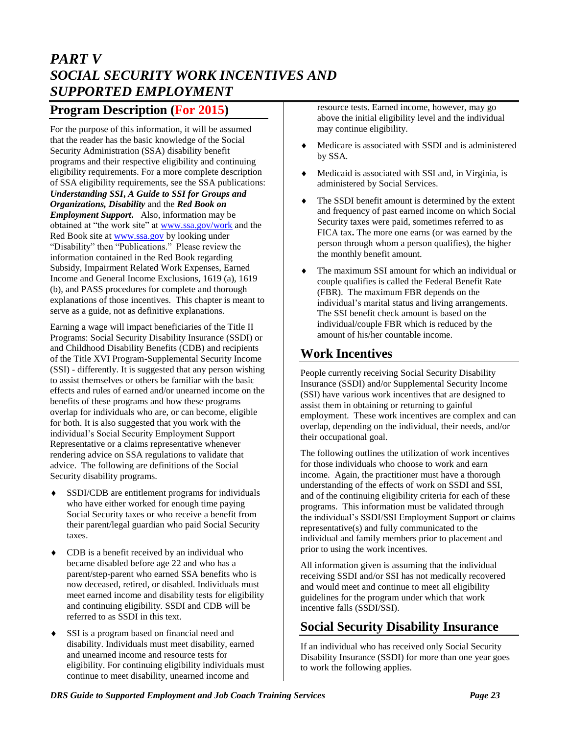# PART V
# SOCIAL SECURITY WORK INCENTIVES AND SUPPORTED EMPLOYMENT

## Program Description (For 2015)

For the purpose of this information, it will be assumed that the reader has the basic knowledge of the Social Security Administration (SSA) disability benefit programs and their respective eligibility and continuing eligibility requirements. For a more complete description of SSA eligibility requirements, see the SSA publications: ***Understanding SSI***, ***A Guide to SSI for Groups and Organizations, Disability*** and the ***Red Book on Employment Support***. Also, information may be obtained at "the work site" at www.ssa.gov/work and the Red Book site at www.ssa.gov by looking under "Disability" then "Publications." Please review the information contained in the Red Book regarding Subsidy, Impairment Related Work Expenses, Earned Income and General Income Exclusions, 1619 (a), 1619 (b), and PASS procedures for complete and thorough explanations of those incentives. This chapter is meant to serve as a guide, not as definitive explanations.

Earning a wage will impact beneficiaries of the Title II Programs: Social Security Disability Insurance (SSDI) or and Childhood Disability Benefits (CDB) and recipients of the Title XVI Program-Supplemental Security Income (SSI) - differently. It is suggested that any person wishing to assist themselves or others be familiar with the basic effects and rules of earned and/or unearned income on the benefits of these programs and how these programs overlap for individuals who are, or can become, eligible for both. It is also suggested that you work with the individual's Social Security Employment Support Representative or a claims representative whenever rendering advice on SSA regulations to validate that advice. The following are definitions of the Social Security disability programs.

- SSDI/CDB are entitlement programs for individuals who have either worked for enough time paying Social Security taxes or who receive a benefit from their parent/legal guardian who paid Social Security taxes.
- CDB is a benefit received by an individual who became disabled before age 22 and who has a parent/step-parent who earned SSA benefits who is now deceased, retired, or disabled. Individuals must meet earned income and disability tests for eligibility and continuing eligibility. SSDI and CDB will be referred to as SSDI in this text.
- SSI is a program based on financial need and disability. Individuals must meet disability, earned and unearned income and resource tests for eligibility. For continuing eligibility individuals must continue to meet disability, unearned income and resource tests. Earned income, however, may go above the initial eligibility level and the individual may continue eligibility.
- Medicare is associated with SSDI and is administered by SSA.
- Medicaid is associated with SSI and, in Virginia, is administered by Social Services.
- The SSDI benefit amount is determined by the extent and frequency of past earned income on which Social Security taxes were paid, sometimes referred to as FICA tax**.** The more one earns (or was earned by the person through whom a person qualifies), the higher the monthly benefit amount.
- The maximum SSI amount for which an individual or couple qualifies is called the Federal Benefit Rate (FBR). The maximum FBR depends on the individual's marital status and living arrangements. The SSI benefit check amount is based on the individual/couple FBR which is reduced by the amount of his/her countable income.

## Work Incentives

People currently receiving Social Security Disability Insurance (SSDI) and/or Supplemental Security Income (SSI) have various work incentives that are designed to assist them in obtaining or returning to gainful employment. These work incentives are complex and can overlap, depending on the individual, their needs, and/or their occupational goal.

The following outlines the utilization of work incentives for those individuals who choose to work and earn income. Again, the practitioner must have a thorough understanding of the effects of work on SSDI and SSI, and of the continuing eligibility criteria for each of these programs. This information must be validated through the individual's SSDI/SSI Employment Support or claims representative(s) and fully communicated to the individual and family members prior to placement and prior to using the work incentives.

All information given is assuming that the individual receiving SSDI and/or SSI has not medically recovered and would meet and continue to meet all eligibility guidelines for the program under which that work incentive falls (SSDI/SSI).

## Social Security Disability Insurance

If an individual who has received only Social Security Disability Insurance (SSDI) for more than one year goes to work the following applies.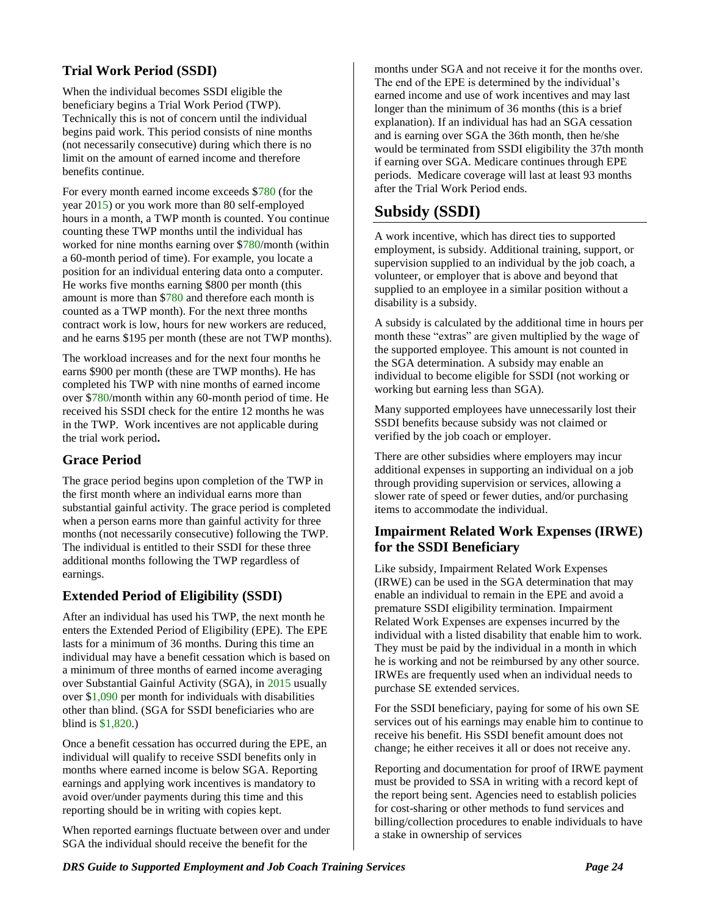### Trial Work Period (SSDI)

When the individual becomes SSDI eligible the beneficiary begins a Trial Work Period (TWP). Technically this is not of concern until the individual begins paid work. This period consists of nine months (not necessarily consecutive) during which there is no limit on the amount of earned income and therefore benefits continue.

For every month earned income exceeds $780 (for the year 2015) or you work more than 80 self-employed hours in a month, a TWP month is counted. You continue counting these TWP months until the individual has worked for nine months earning over $780/month (within a 60-month period of time). For example, you locate a position for an individual entering data onto a computer. He works five months earning $800 per month (this amount is more than $780 and therefore each month is counted as a TWP month). For the next three months contract work is low, hours for new workers are reduced, and he earns $195 per month (these are not TWP months).

The workload increases and for the next four months he earns $900 per month (these are TWP months). He has completed his TWP with nine months of earned income over $780/month within any 60-month period of time. He received his SSDI check for the entire 12 months he was in the TWP. Work incentives are not applicable during the trial work period**.**

### Grace Period

The grace period begins upon completion of the TWP in the first month where an individual earns more than substantial gainful activity. The grace period is completed when a person earns more than gainful activity for three months (not necessarily consecutive) following the TWP. The individual is entitled to their SSDI for these three additional months following the TWP regardless of earnings.

### Extended Period of Eligibility (SSDI)

After an individual has used his TWP, the next month he enters the Extended Period of Eligibility (EPE). The EPE lasts for a minimum of 36 months. During this time an individual may have a benefit cessation which is based on a minimum of three months of earned income averaging over Substantial Gainful Activity (SGA), in 2015 usually over $1,090 per month for individuals with disabilities other than blind. (SGA for SSDI beneficiaries who are blind is $1,820.)

Once a benefit cessation has occurred during the EPE, an individual will qualify to receive SSDI benefits only in months where earned income is below SGA. Reporting earnings and applying work incentives is mandatory to avoid over/under payments during this time and this reporting should be in writing with copies kept.

When reported earnings fluctuate between over and under SGA the individual should receive the benefit for the months under SGA and not receive it for the months over. The end of the EPE is determined by the individual's earned income and use of work incentives and may last longer than the minimum of 36 months (this is a brief explanation). If an individual has had an SGA cessation and is earning over SGA the 36th month, then he/she would be terminated from SSDI eligibility the 37th month if earning over SGA. Medicare continues through EPE periods. Medicare coverage will last at least 93 months after the Trial Work Period ends.

## Subsidy (SSDI)

A work incentive, which has direct ties to supported employment, is subsidy. Additional training, support, or supervision supplied to an individual by the job coach, a volunteer, or employer that is above and beyond that supplied to an employee in a similar position without a disability is a subsidy.

A subsidy is calculated by the additional time in hours per month these "extras" are given multiplied by the wage of the supported employee. This amount is not counted in the SGA determination. A subsidy may enable an individual to become eligible for SSDI (not working or working but earning less than SGA).

Many supported employees have unnecessarily lost their SSDI benefits because subsidy was not claimed or verified by the job coach or employer.

There are other subsidies where employers may incur additional expenses in supporting an individual on a job through providing supervision or services, allowing a slower rate of speed or fewer duties, and/or purchasing items to accommodate the individual.

### Impairment Related Work Expenses (IRWE) for the SSDI Beneficiary

Like subsidy, Impairment Related Work Expenses (IRWE) can be used in the SGA determination that may enable an individual to remain in the EPE and avoid a premature SSDI eligibility termination. Impairment Related Work Expenses are expenses incurred by the individual with a listed disability that enable him to work. They must be paid by the individual in a month in which he is working and not be reimbursed by any other source. IRWEs are frequently used when an individual needs to purchase SE extended services.

For the SSDI beneficiary, paying for some of his own SE services out of his earnings may enable him to continue to receive his benefit. His SSDI benefit amount does not change; he either receives it all or does not receive any.

Reporting and documentation for proof of IRWE payment must be provided to SSA in writing with a record kept of the report being sent. Agencies need to establish policies for cost-sharing or other methods to fund services and billing/collection procedures to enable individuals to have a stake in ownership of services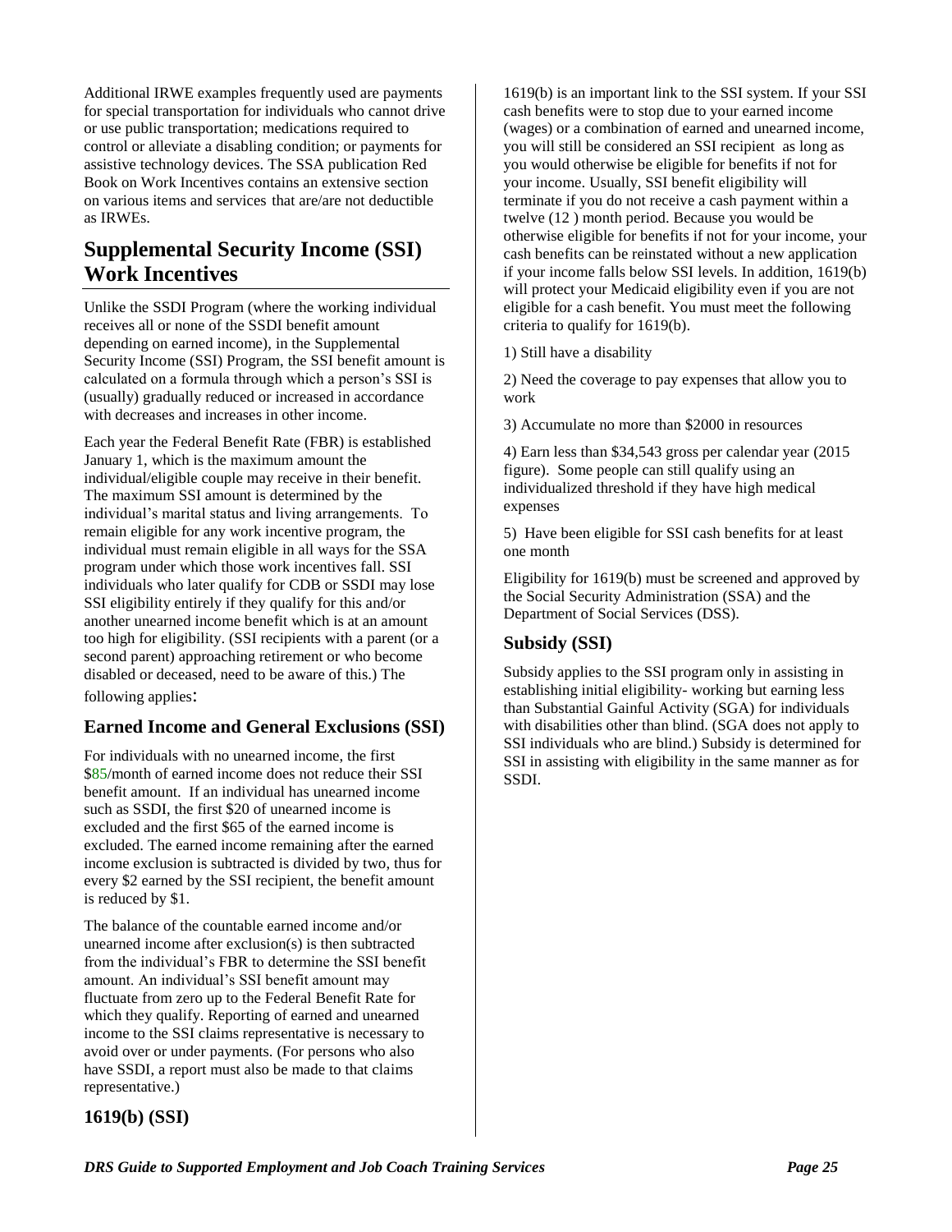Additional IRWE examples frequently used are payments for special transportation for individuals who cannot drive or use public transportation; medications required to control or alleviate a disabling condition; or payments for assistive technology devices. The SSA publication Red Book on Work Incentives contains an extensive section on various items and services that are/are not deductible as IRWEs.

## Supplemental Security Income (SSI) Work Incentives

Unlike the SSDI Program (where the working individual receives all or none of the SSDI benefit amount depending on earned income), in the Supplemental Security Income (SSI) Program, the SSI benefit amount is calculated on a formula through which a person's SSI is (usually) gradually reduced or increased in accordance with decreases and increases in other income.

Each year the Federal Benefit Rate (FBR) is established January 1, which is the maximum amount the individual/eligible couple may receive in their benefit. The maximum SSI amount is determined by the individual's marital status and living arrangements. To remain eligible for any work incentive program, the individual must remain eligible in all ways for the SSA program under which those work incentives fall. SSI individuals who later qualify for CDB or SSDI may lose SSI eligibility entirely if they qualify for this and/or another unearned income benefit which is at an amount too high for eligibility. (SSI recipients with a parent (or a second parent) approaching retirement or who become disabled or deceased, need to be aware of this.) The following applies:

### Earned Income and General Exclusions (SSI)

For individuals with no unearned income, the first $85/month of earned income does not reduce their SSI benefit amount. If an individual has unearned income such as SSDI, the first $20 of unearned income is excluded and the first $65 of the earned income is excluded. The earned income remaining after the earned income exclusion is subtracted is divided by two, thus for every $2 earned by the SSI recipient, the benefit amount is reduced by $1.

The balance of the countable earned income and/or unearned income after exclusion(s) is then subtracted from the individual's FBR to determine the SSI benefit amount. An individual's SSI benefit amount may fluctuate from zero up to the Federal Benefit Rate for which they qualify. Reporting of earned and unearned income to the SSI claims representative is necessary to avoid over or under payments. (For persons who also have SSDI, a report must also be made to that claims representative.)

### 1619(b) (SSI)

1619(b) is an important link to the SSI system. If your SSI cash benefits were to stop due to your earned income (wages) or a combination of earned and unearned income, you will still be considered an SSI recipient as long as you would otherwise be eligible for benefits if not for your income. Usually, SSI benefit eligibility will terminate if you do not receive a cash payment within a twelve (12 ) month period. Because you would be otherwise eligible for benefits if not for your income, your cash benefits can be reinstated without a new application if your income falls below SSI levels. In addition, 1619(b) will protect your Medicaid eligibility even if you are not eligible for a cash benefit. You must meet the following criteria to qualify for 1619(b).

1) Still have a disability

2) Need the coverage to pay expenses that allow you to work

3) Accumulate no more than $2000 in resources

4) Earn less than $34,543 gross per calendar year (2015 figure). Some people can still qualify using an individualized threshold if they have high medical expenses

5) Have been eligible for SSI cash benefits for at least one month

Eligibility for 1619(b) must be screened and approved by the Social Security Administration (SSA) and the Department of Social Services (DSS).

### Subsidy (SSI)

Subsidy applies to the SSI program only in assisting in establishing initial eligibility- working but earning less than Substantial Gainful Activity (SGA) for individuals with disabilities other than blind. (SGA does not apply to SSI individuals who are blind.) Subsidy is determined for SSI in assisting with eligibility in the same manner as for SSDI.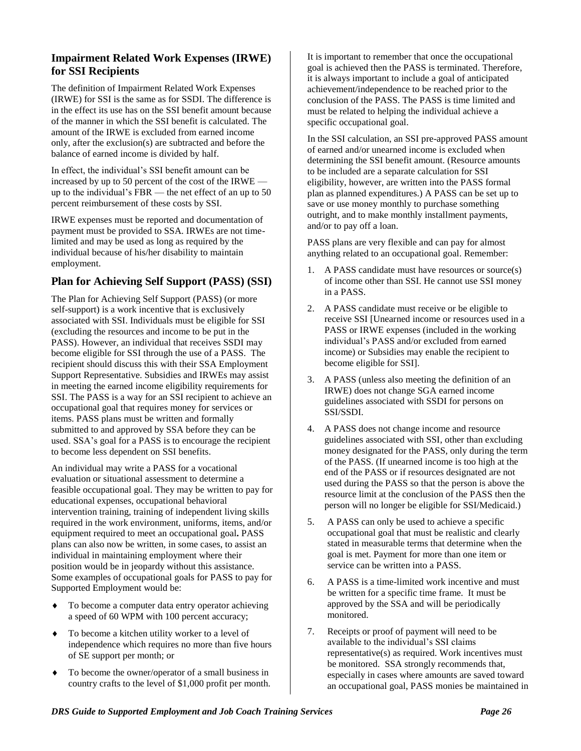## Impairment Related Work Expenses (IRWE) for SSI Recipients

The definition of Impairment Related Work Expenses (IRWE) for SSI is the same as for SSDI. The difference is in the effect its use has on the SSI benefit amount because of the manner in which the SSI benefit is calculated. The amount of the IRWE is excluded from earned income only, after the exclusion(s) are subtracted and before the balance of earned income is divided by half.

In effect, the individual's SSI benefit amount can be increased by up to 50 percent of the cost of the IRWE — up to the individual's FBR — the net effect of an up to 50 percent reimbursement of these costs by SSI.

IRWE expenses must be reported and documentation of payment must be provided to SSA. IRWEs are not time-limited and may be used as long as required by the individual because of his/her disability to maintain employment.

## Plan for Achieving Self Support (PASS) (SSI)

The Plan for Achieving Self Support (PASS) (or more self-support) is a work incentive that is exclusively associated with SSI. Individuals must be eligible for SSI (excluding the resources and income to be put in the PASS). However, an individual that receives SSDI may become eligible for SSI through the use of a PASS. The recipient should discuss this with their SSA Employment Support Representative. Subsidies and IRWEs may assist in meeting the earned income eligibility requirements for SSI. The PASS is a way for an SSI recipient to achieve an occupational goal that requires money for services or items. PASS plans must be written and formally submitted to and approved by SSA before they can be used. SSA's goal for a PASS is to encourage the recipient to become less dependent on SSI benefits.

An individual may write a PASS for a vocational evaluation or situational assessment to determine a feasible occupational goal. They may be written to pay for educational expenses, occupational behavioral intervention training, training of independent living skills required in the work environment, uniforms, items, and/or equipment required to meet an occupational goal**.** PASS plans can also now be written, in some cases, to assist an individual in maintaining employment where their position would be in jeopardy without this assistance. Some examples of occupational goals for PASS to pay for Supported Employment would be:

- To become a computer data entry operator achieving a speed of 60 WPM with 100 percent accuracy;
- To become a kitchen utility worker to a level of independence which requires no more than five hours of SE support per month; or
- To become the owner/operator of a small business in country crafts to the level of $1,000 profit per month.

It is important to remember that once the occupational goal is achieved then the PASS is terminated. Therefore, it is always important to include a goal of anticipated achievement/independence to be reached prior to the conclusion of the PASS. The PASS is time limited and must be related to helping the individual achieve a specific occupational goal.

In the SSI calculation, an SSI pre-approved PASS amount of earned and/or unearned income is excluded when determining the SSI benefit amount. (Resource amounts to be included are a separate calculation for SSI eligibility, however, are written into the PASS formal plan as planned expenditures.) A PASS can be set up to save or use money monthly to purchase something outright, and to make monthly installment payments, and/or to pay off a loan.

PASS plans are very flexible and can pay for almost anything related to an occupational goal. Remember:

1. A PASS candidate must have resources or source(s) of income other than SSI. He cannot use SSI money in a PASS.
2. A PASS candidate must receive or be eligible to receive SSI [Unearned income or resources used in a PASS or IRWE expenses (included in the working individual's PASS and/or excluded from earned income) or Subsidies may enable the recipient to become eligible for SSI].
3. A PASS (unless also meeting the definition of an IRWE) does not change SGA earned income guidelines associated with SSDI for persons on SSI/SSDI.
4. A PASS does not change income and resource guidelines associated with SSI, other than excluding money designated for the PASS, only during the term of the PASS. (If unearned income is too high at the end of the PASS or if resources designated are not used during the PASS so that the person is above the resource limit at the conclusion of the PASS then the person will no longer be eligible for SSI/Medicaid.)
5. A PASS can only be used to achieve a specific occupational goal that must be realistic and clearly stated in measurable terms that determine when the goal is met. Payment for more than one item or service can be written into a PASS.
6. A PASS is a time-limited work incentive and must be written for a specific time frame. It must be approved by the SSA and will be periodically monitored.
7. Receipts or proof of payment will need to be available to the individual's SSI claims representative(s) as required. Work incentives must be monitored. SSA strongly recommends that, especially in cases where amounts are saved toward an occupational goal, PASS monies be maintained in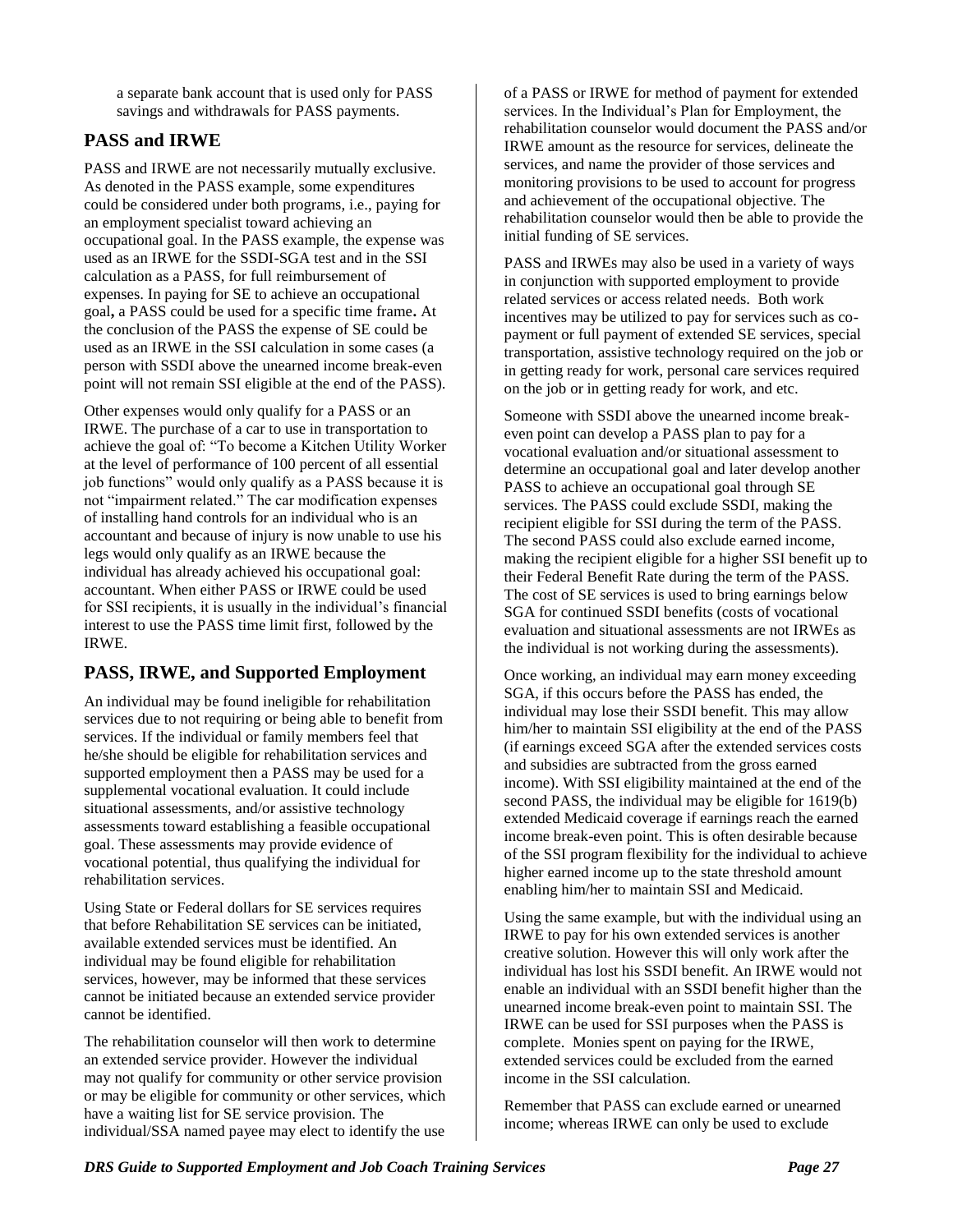a separate bank account that is used only for PASS savings and withdrawals for PASS payments.

## PASS and IRWE

PASS and IRWE are not necessarily mutually exclusive. As denoted in the PASS example, some expenditures could be considered under both programs, i.e., paying for an employment specialist toward achieving an occupational goal. In the PASS example, the expense was used as an IRWE for the SSDI-SGA test and in the SSI calculation as a PASS, for full reimbursement of expenses. In paying for SE to achieve an occupational goal**,** a PASS could be used for a specific time frame**.** At the conclusion of the PASS the expense of SE could be used as an IRWE in the SSI calculation in some cases (a person with SSDI above the unearned income break-even point will not remain SSI eligible at the end of the PASS).

Other expenses would only qualify for a PASS or an IRWE. The purchase of a car to use in transportation to achieve the goal of: "To become a Kitchen Utility Worker at the level of performance of 100 percent of all essential job functions" would only qualify as a PASS because it is not "impairment related." The car modification expenses of installing hand controls for an individual who is an accountant and because of injury is now unable to use his legs would only qualify as an IRWE because the individual has already achieved his occupational goal: accountant. When either PASS or IRWE could be used for SSI recipients, it is usually in the individual's financial interest to use the PASS time limit first, followed by the IRWE.

## PASS, IRWE, and Supported Employment

An individual may be found ineligible for rehabilitation services due to not requiring or being able to benefit from services. If the individual or family members feel that he/she should be eligible for rehabilitation services and supported employment then a PASS may be used for a supplemental vocational evaluation. It could include situational assessments, and/or assistive technology assessments toward establishing a feasible occupational goal. These assessments may provide evidence of vocational potential, thus qualifying the individual for rehabilitation services.

Using State or Federal dollars for SE services requires that before Rehabilitation SE services can be initiated, available extended services must be identified. An individual may be found eligible for rehabilitation services, however, may be informed that these services cannot be initiated because an extended service provider cannot be identified.

The rehabilitation counselor will then work to determine an extended service provider. However the individual may not qualify for community or other service provision or may be eligible for community or other services, which have a waiting list for SE service provision. The individual/SSA named payee may elect to identify the use of a PASS or IRWE for method of payment for extended services. In the Individual's Plan for Employment, the rehabilitation counselor would document the PASS and/or IRWE amount as the resource for services, delineate the services, and name the provider of those services and monitoring provisions to be used to account for progress and achievement of the occupational objective. The rehabilitation counselor would then be able to provide the initial funding of SE services.

PASS and IRWEs may also be used in a variety of ways in conjunction with supported employment to provide related services or access related needs. Both work incentives may be utilized to pay for services such as co-payment or full payment of extended SE services, special transportation, assistive technology required on the job or in getting ready for work, personal care services required on the job or in getting ready for work, and etc.

Someone with SSDI above the unearned income break-even point can develop a PASS plan to pay for a vocational evaluation and/or situational assessment to determine an occupational goal and later develop another PASS to achieve an occupational goal through SE services. The PASS could exclude SSDI, making the recipient eligible for SSI during the term of the PASS. The second PASS could also exclude earned income, making the recipient eligible for a higher SSI benefit up to their Federal Benefit Rate during the term of the PASS. The cost of SE services is used to bring earnings below SGA for continued SSDI benefits (costs of vocational evaluation and situational assessments are not IRWEs as the individual is not working during the assessments).

Once working, an individual may earn money exceeding SGA, if this occurs before the PASS has ended, the individual may lose their SSDI benefit. This may allow him/her to maintain SSI eligibility at the end of the PASS (if earnings exceed SGA after the extended services costs and subsidies are subtracted from the gross earned income). With SSI eligibility maintained at the end of the second PASS, the individual may be eligible for 1619(b) extended Medicaid coverage if earnings reach the earned income break-even point. This is often desirable because of the SSI program flexibility for the individual to achieve higher earned income up to the state threshold amount enabling him/her to maintain SSI and Medicaid.

Using the same example, but with the individual using an IRWE to pay for his own extended services is another creative solution. However this will only work after the individual has lost his SSDI benefit. An IRWE would not enable an individual with an SSDI benefit higher than the unearned income break-even point to maintain SSI. The IRWE can be used for SSI purposes when the PASS is complete. Monies spent on paying for the IRWE, extended services could be excluded from the earned income in the SSI calculation.

Remember that PASS can exclude earned or unearned income; whereas IRWE can only be used to exclude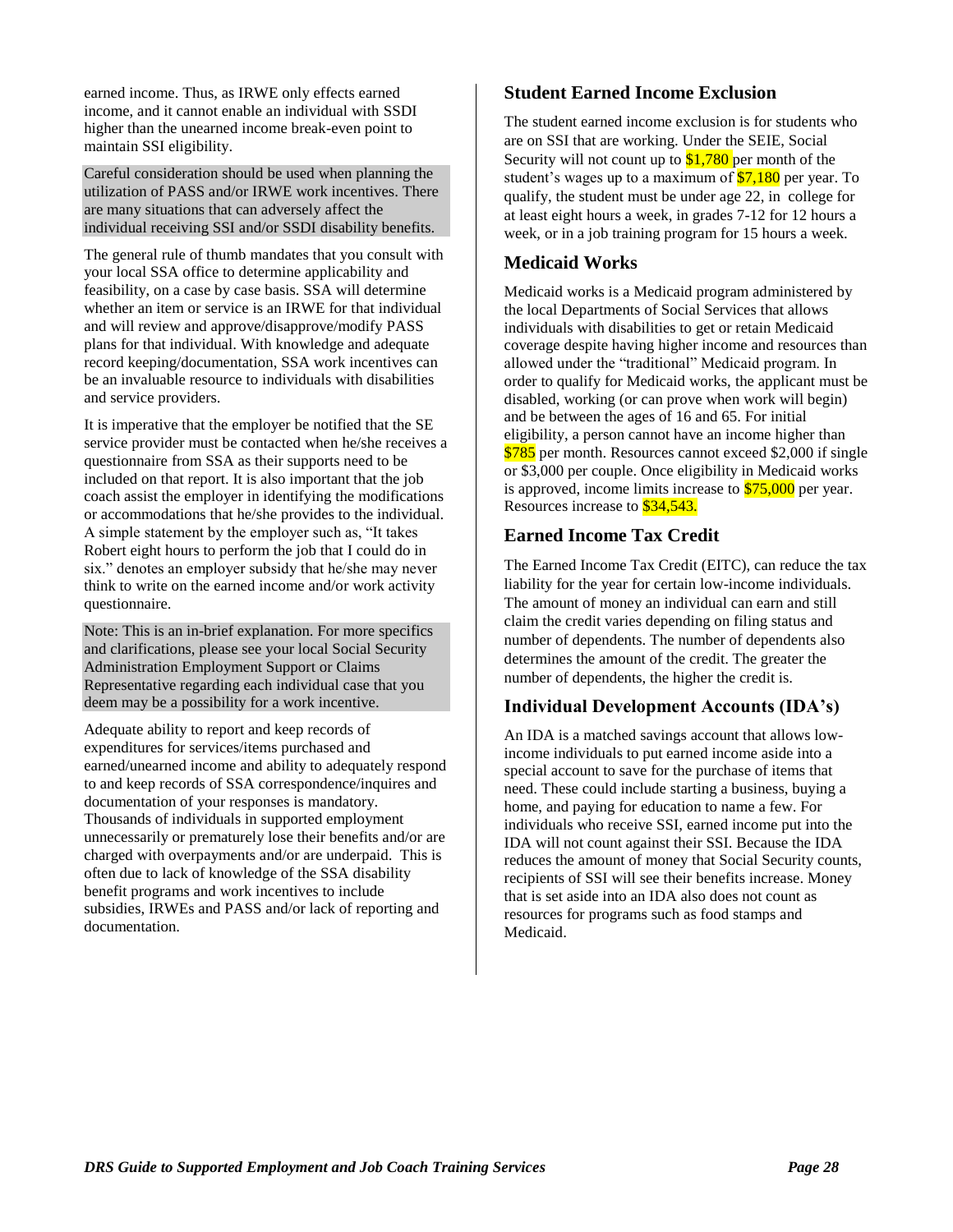earned income. Thus, as IRWE only effects earned income, and it cannot enable an individual with SSDI higher than the unearned income break-even point to maintain SSI eligibility.

Careful consideration should be used when planning the utilization of PASS and/or IRWE work incentives. There are many situations that can adversely affect the individual receiving SSI and/or SSDI disability benefits.

The general rule of thumb mandates that you consult with your local SSA office to determine applicability and feasibility, on a case by case basis. SSA will determine whether an item or service is an IRWE for that individual and will review and approve/disapprove/modify PASS plans for that individual. With knowledge and adequate record keeping/documentation, SSA work incentives can be an invaluable resource to individuals with disabilities and service providers.

It is imperative that the employer be notified that the SE service provider must be contacted when he/she receives a questionnaire from SSA as their supports need to be included on that report. It is also important that the job coach assist the employer in identifying the modifications or accommodations that he/she provides to the individual. A simple statement by the employer such as, "It takes Robert eight hours to perform the job that I could do in six." denotes an employer subsidy that he/she may never think to write on the earned income and/or work activity questionnaire.

Note: This is an in-brief explanation. For more specifics and clarifications, please see your local Social Security Administration Employment Support or Claims Representative regarding each individual case that you deem may be a possibility for a work incentive.

Adequate ability to report and keep records of expenditures for services/items purchased and earned/unearned income and ability to adequately respond to and keep records of SSA correspondence/inquires and documentation of your responses is mandatory. Thousands of individuals in supported employment unnecessarily or prematurely lose their benefits and/or are charged with overpayments and/or are underpaid. This is often due to lack of knowledge of the SSA disability benefit programs and work incentives to include subsidies, IRWEs and PASS and/or lack of reporting and documentation.

## Student Earned Income Exclusion

The student earned income exclusion is for students who are on SSI that are working. Under the SEIE, Social Security will not count up to $1,780 per month of the student's wages up to a maximum of $7,180 per year. To qualify, the student must be under age 22, in college for at least eight hours a week, in grades 7-12 for 12 hours a week, or in a job training program for 15 hours a week.

## Medicaid Works

Medicaid works is a Medicaid program administered by the local Departments of Social Services that allows individuals with disabilities to get or retain Medicaid coverage despite having higher income and resources than allowed under the "traditional" Medicaid program. In order to qualify for Medicaid works, the applicant must be disabled, working (or can prove when work will begin) and be between the ages of 16 and 65. For initial eligibility, a person cannot have an income higher than $785 per month. Resources cannot exceed $2,000 if single or $3,000 per couple. Once eligibility in Medicaid works is approved, income limits increase to $75,000 per year. Resources increase to $34,543.

## Earned Income Tax Credit

The Earned Income Tax Credit (EITC), can reduce the tax liability for the year for certain low-income individuals. The amount of money an individual can earn and still claim the credit varies depending on filing status and number of dependents. The number of dependents also determines the amount of the credit. The greater the number of dependents, the higher the credit is.

## Individual Development Accounts (IDA's)

An IDA is a matched savings account that allows low-income individuals to put earned income aside into a special account to save for the purchase of items that need. These could include starting a business, buying a home, and paying for education to name a few. For individuals who receive SSI, earned income put into the IDA will not count against their SSI. Because the IDA reduces the amount of money that Social Security counts, recipients of SSI will see their benefits increase. Money that is set aside into an IDA also does not count as resources for programs such as food stamps and Medicaid.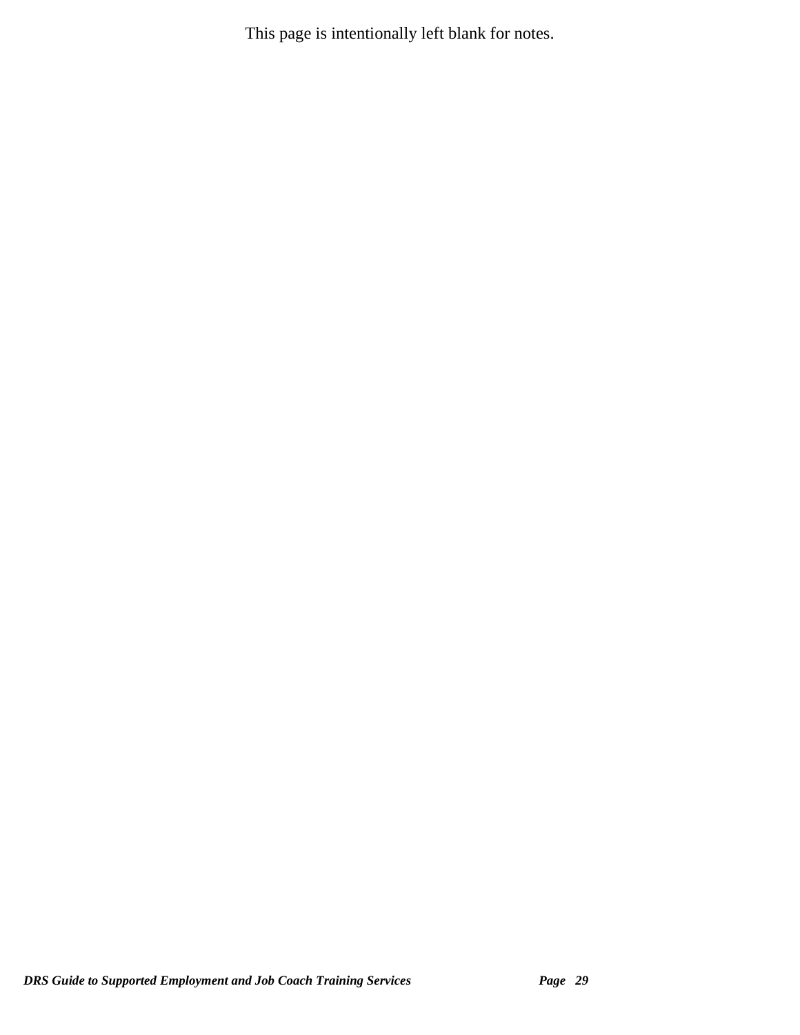This page is intentionally left blank for notes.